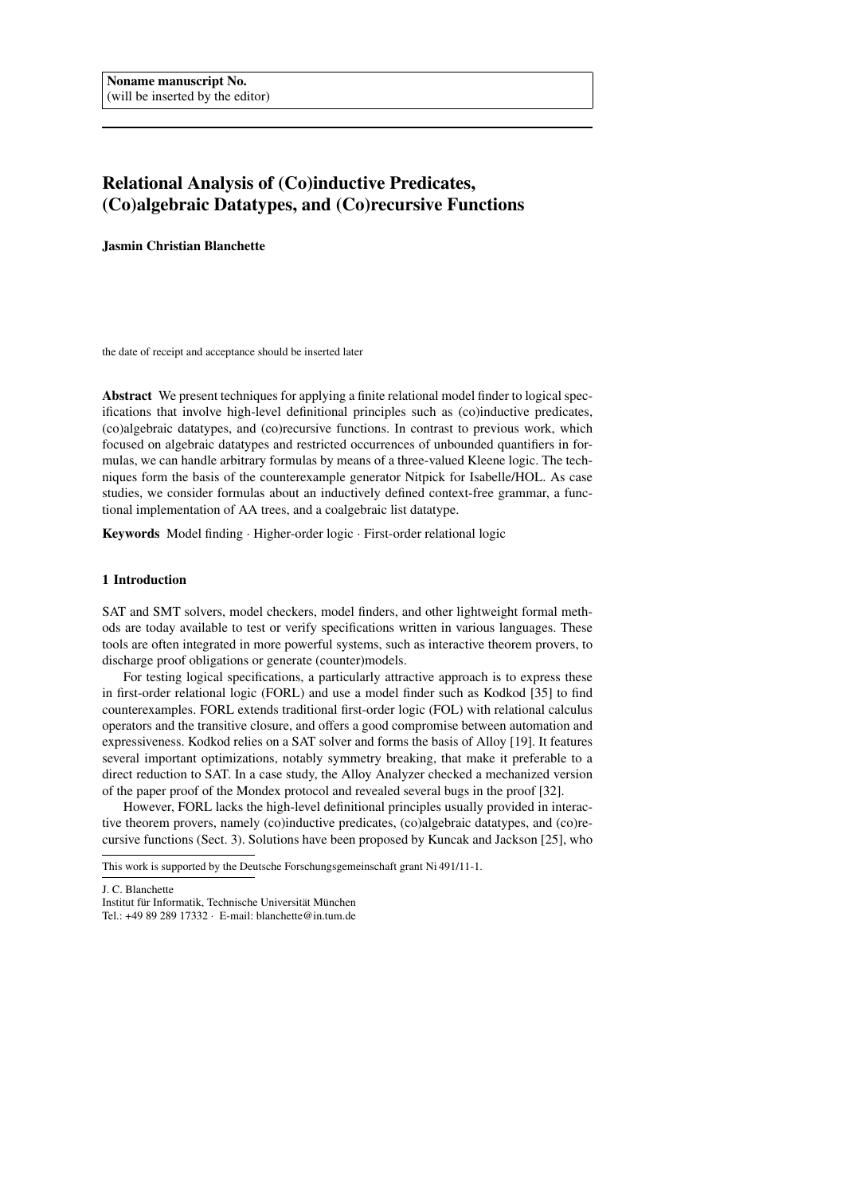**Noname manuscript No.**
(will be inserted by the editor)

# Relational Analysis of (Co)inductive Predicates, (Co)algebraic Datatypes, and (Co)recursive Functions

**Jasmin Christian Blanchette**

the date of receipt and acceptance should be inserted later

**Abstract** We present techniques for applying a finite relational model finder to logical specifications that involve high-level definitional principles such as (co)inductive predicates, (co)algebraic datatypes, and (co)recursive functions. In contrast to previous work, which focused on algebraic datatypes and restricted occurrences of unbounded quantifiers in formulas, we can handle arbitrary formulas by means of a three-valued Kleene logic. The techniques form the basis of the counterexample generator Nitpick for Isabelle/HOL. As case studies, we consider formulas about an inductively defined context-free grammar, a functional implementation of AA trees, and a coalgebraic list datatype.

**Keywords** Model finding · Higher-order logic · First-order relational logic

## 1 Introduction

SAT and SMT solvers, model checkers, model finders, and other lightweight formal methods are today available to test or verify specifications written in various languages. These tools are often integrated in more powerful systems, such as interactive theorem provers, to discharge proof obligations or generate (counter)models.

For testing logical specifications, a particularly attractive approach is to express these in first-order relational logic (FORL) and use a model finder such as Kodkod [35] to find counterexamples. FORL extends traditional first-order logic (FOL) with relational calculus operators and the transitive closure, and offers a good compromise between automation and expressiveness. Kodkod relies on a SAT solver and forms the basis of Alloy [19]. It features several important optimizations, notably symmetry breaking, that make it preferable to a direct reduction to SAT. In a case study, the Alloy Analyzer checked a mechanized version of the paper proof of the Mondex protocol and revealed several bugs in the proof [32].

However, FORL lacks the high-level definitional principles usually provided in interactive theorem provers, namely (co)inductive predicates, (co)algebraic datatypes, and (co)recursive functions (Sect. 3). Solutions have been proposed by Kuncak and Jackson [25], who

This work is supported by the Deutsche Forschungsgemeinschaft grant Ni 491/11-1.

J. C. Blanchette
Institut für Informatik, Technische Universität München
Tel.: +49 89 289 17332 · E-mail: blanchette@in.tum.de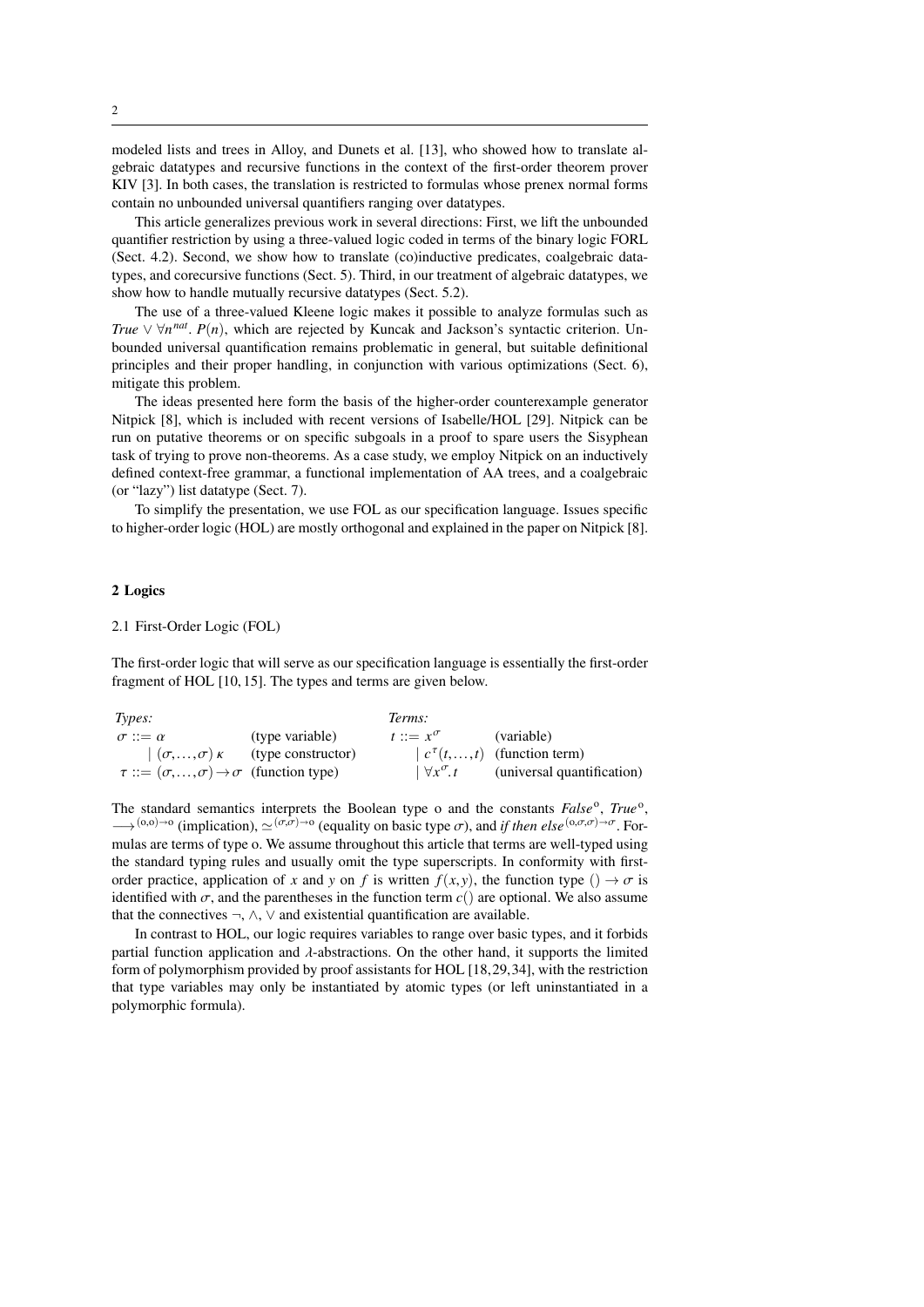modeled lists and trees in Alloy, and Dunets et al. [13], who showed how to translate algebraic datatypes and recursive functions in the context of the first-order theorem prover KIV [3]. In both cases, the translation is restricted to formulas whose prenex normal forms contain no unbounded universal quantifiers ranging over datatypes.

This article generalizes previous work in several directions: First, we lift the unbounded quantifier restriction by using a three-valued logic coded in terms of the binary logic FORL (Sect. 4.2). Second, we show how to translate (co)inductive predicates, coalgebraic datatypes, and corecursive functions (Sect. 5). Third, in our treatment of algebraic datatypes, we show how to handle mutually recursive datatypes (Sect. 5.2).

The use of a three-valued Kleene logic makes it possible to analyze formulas such as $\mathit{True} \vee \forall n^{\mathit{nat}}.\, P(n)$, which are rejected by Kuncak and Jackson's syntactic criterion. Unbounded universal quantification remains problematic in general, but suitable definitional principles and their proper handling, in conjunction with various optimizations (Sect. 6), mitigate this problem.

The ideas presented here form the basis of the higher-order counterexample generator Nitpick [8], which is included with recent versions of Isabelle/HOL [29]. Nitpick can be run on putative theorems or on specific subgoals in a proof to spare users the Sisyphean task of trying to prove non-theorems. As a case study, we employ Nitpick on an inductively defined context-free grammar, a functional implementation of AA trees, and a coalgebraic (or "lazy") list datatype (Sect. 7).

To simplify the presentation, we use FOL as our specification language. Issues specific to higher-order logic (HOL) are mostly orthogonal and explained in the paper on Nitpick [8].

## 2 Logics

### 2.1 First-Order Logic (FOL)

The first-order logic that will serve as our specification language is essentially the first-order fragment of HOL [10, 15]. The types and terms are given below.

| *Types:* | | *Terms:* | |
|---|---|---|---|
| $\sigma ::= \alpha$ | (type variable) | $t ::= x^{\sigma}$ | (variable) |
| $\quad \mid (\sigma,\ldots,\sigma)\,\kappa$ | (type constructor) | $\quad \mid c^{\tau}(t,\ldots,t)$ | (function term) |
| $\tau ::= (\sigma,\ldots,\sigma) \to \sigma$ | (function type) | $\quad \mid \forall x^{\sigma}.\, t$ | (universal quantification) |

The standard semantics interprets the Boolean type o and the constants $\mathit{False}^{\mathrm{o}}$, $\mathit{True}^{\mathrm{o}}$, $\longrightarrow^{(\mathrm{o},\mathrm{o})\to\mathrm{o}}$ (implication), $\simeq^{(\sigma,\sigma)\to\mathrm{o}}$ (equality on basic type $\sigma$), and $\mathit{if\ then\ else}^{(\mathrm{o},\sigma,\sigma)\to\sigma}$. Formulas are terms of type o. We assume throughout this article that terms are well-typed using the standard typing rules and usually omit the type superscripts. In conformity with first-order practice, application of $x$ and $y$ on $f$ is written $f(x, y)$, the function type $() \to \sigma$ is identified with $\sigma$, and the parentheses in the function term $c()$ are optional. We also assume that the connectives $\neg$, $\wedge$, $\vee$ and existential quantification are available.

In contrast to HOL, our logic requires variables to range over basic types, and it forbids partial function application and $\lambda$-abstractions. On the other hand, it supports the limited form of polymorphism provided by proof assistants for HOL [18, 29, 34], with the restriction that type variables may only be instantiated by atomic types (or left uninstantiated in a polymorphic formula).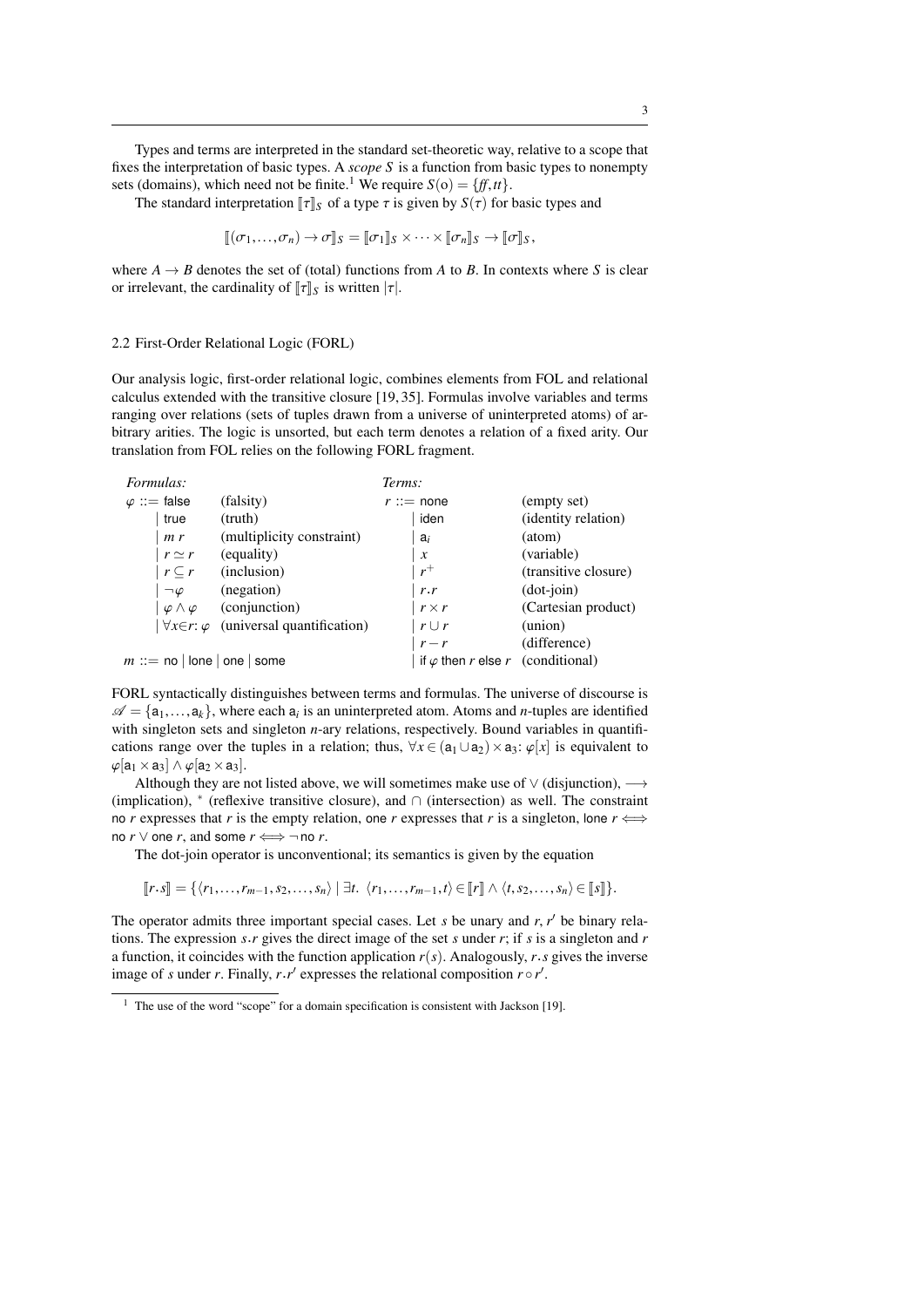Types and terms are interpreted in the standard set-theoretic way, relative to a scope that fixes the interpretation of basic types. A *scope* $S$ is a function from basic types to nonempty sets (domains), which need not be finite.[1] We require $S(\mathrm{o}) = \{\mathit{ff}, \mathit{tt}\}$.

The standard interpretation $[\![\tau]\!]_S$ of a type $\tau$ is given by $S(\tau)$ for basic types and

$$[\![(\sigma_1,\ldots,\sigma_n) \to \sigma]\!]_S = [\![\sigma_1]\!]_S \times \cdots \times [\![\sigma_n]\!]_S \to [\![\sigma]\!]_S,$$

where $A \to B$ denotes the set of (total) functions from $A$ to $B$. In contexts where $S$ is clear or irrelevant, the cardinality of $[\![\tau]\!]_S$ is written $|\tau|$.

### 2.2 First-Order Relational Logic (FORL)

Our analysis logic, first-order relational logic, combines elements from FOL and relational calculus extended with the transitive closure [19, 35]. Formulas involve variables and terms ranging over relations (sets of tuples drawn from a universe of uninterpreted atoms) of arbitrary arities. The logic is unsorted, but each term denotes a relation of a fixed arity. Our translation from FOL relies on the following FORL fragment.

| *Formulas:* | | *Terms:* | |
|---|---|---|---|
| $\varphi ::= \mathsf{false}$ | (falsity) | $r ::= \mathsf{none}$ | (empty set) |
| $\quad\mid \mathsf{true}$ | (truth) | $\quad\mid \mathsf{iden}$ | (identity relation) |
| $\quad\mid m\ r$ | (multiplicity constraint) | $\quad\mid \mathsf{a}_i$ | (atom) |
| $\quad\mid r \simeq r$ | (equality) | $\quad\mid x$ | (variable) |
| $\quad\mid r \subseteq r$ | (inclusion) | $\quad\mid r^+$ | (transitive closure) |
| $\quad\mid \neg\varphi$ | (negation) | $\quad\mid r.r$ | (dot-join) |
| $\quad\mid \varphi \wedge \varphi$ | (conjunction) | $\quad\mid r \times r$ | (Cartesian product) |
| $\quad\mid \forall x{\in}r\colon \varphi$ | (universal quantification) | $\quad\mid r \cup r$ | (union) |
| | | $\quad\mid r - r$ | (difference) |
| $m ::= \mathsf{no} \mid \mathsf{lone} \mid \mathsf{one} \mid \mathsf{some}$ | | $\quad\mid \mathsf{if}\ \varphi\ \mathsf{then}\ r\ \mathsf{else}\ r$ | (conditional) |

FORL syntactically distinguishes between terms and formulas. The universe of discourse is $\mathscr{A} = \{\mathsf{a}_1, \ldots, \mathsf{a}_k\}$, where each $\mathsf{a}_i$ is an uninterpreted atom. Atoms and $n$-tuples are identified with singleton sets and singleton $n$-ary relations, respectively. Bound variables in quantifications range over the tuples in a relation; thus, $\forall x \in (\mathsf{a}_1 \cup \mathsf{a}_2) \times \mathsf{a}_3\colon \varphi[x]$ is equivalent to $\varphi[\mathsf{a}_1 \times \mathsf{a}_3] \wedge \varphi[\mathsf{a}_2 \times \mathsf{a}_3]$.

Although they are not listed above, we will sometimes make use of $\vee$ (disjunction), $\longrightarrow$ (implication), $^*$ (reflexive transitive closure), and $\cap$ (intersection) as well. The constraint $\mathsf{no}\ r$ expresses that $r$ is the empty relation, $\mathsf{one}\ r$ expresses that $r$ is a singleton, $\mathsf{lone}\ r \Longleftrightarrow \mathsf{no}\ r \vee \mathsf{one}\ r$, and $\mathsf{some}\ r \Longleftrightarrow \neg\,\mathsf{no}\ r$.

The dot-join operator is unconventional; its semantics is given by the equation

$$[\![r.s]\!] = \{\langle r_1,\ldots,r_{m-1},s_2,\ldots,s_n\rangle \mid \exists t.\ \langle r_1,\ldots,r_{m-1},t\rangle \in [\![r]\!] \wedge \langle t,s_2,\ldots,s_n\rangle \in [\![s]\!]\}.$$

The operator admits three important special cases. Let $s$ be unary and $r, r'$ be binary relations. The expression $s.r$ gives the direct image of the set $s$ under $r$; if $s$ is a singleton and $r$ a function, it coincides with the function application $r(s)$. Analogously, $r.s$ gives the inverse image of $s$ under $r$. Finally, $r.r'$ expresses the relational composition $r \circ r'$.

[1] The use of the word "scope" for a domain specification is consistent with Jackson [19].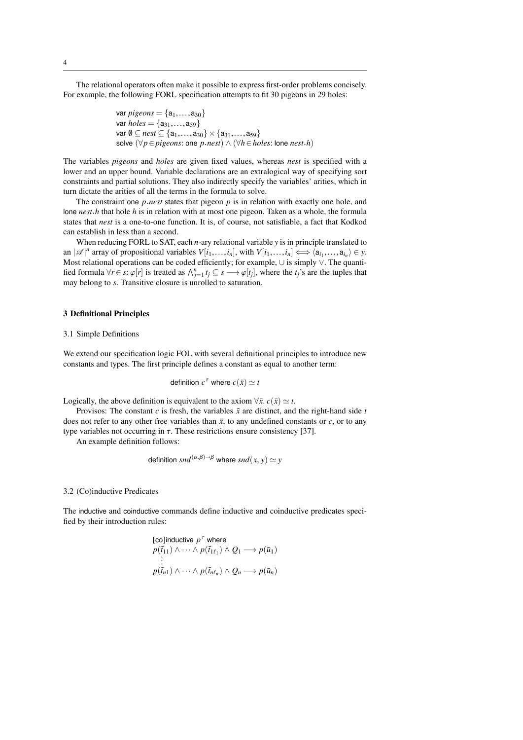The relational operators often make it possible to express first-order problems concisely. For example, the following FORL specification attempts to fit 30 pigeons in 29 holes:

$$\begin{array}{l}
\mathsf{var}\ \mathit{pigeons} = \{\mathsf{a}_1,\ldots,\mathsf{a}_{30}\} \\
\mathsf{var}\ \mathit{holes} = \{\mathsf{a}_{31},\ldots,\mathsf{a}_{59}\} \\
\mathsf{var}\ \emptyset \subseteq \mathit{nest} \subseteq \{\mathsf{a}_1,\ldots,\mathsf{a}_{30}\} \times \{\mathsf{a}_{31},\ldots,\mathsf{a}_{59}\} \\
\mathsf{solve}\ (\forall p \in \mathit{pigeons}\colon \mathsf{one}\ p.\mathit{nest}) \wedge (\forall h \in \mathit{holes}\colon \mathsf{lone}\ \mathit{nest}.h)
\end{array}$$

The variables *pigeons* and *holes* are given fixed values, whereas *nest* is specified with a lower and an upper bound. Variable declarations are an extralogical way of specifying sort constraints and partial solutions. They also indirectly specify the variables' arities, which in turn dictate the arities of all the terms in the formula to solve.

The constraint $\mathsf{one}\ p.\mathit{nest}$ states that pigeon $p$ is in relation with exactly one hole, and $\mathsf{lone}\ \mathit{nest}.h$ that hole $h$ is in relation with at most one pigeon. Taken as a whole, the formula states that *nest* is a one-to-one function. It is, of course, not satisfiable, a fact that Kodkod can establish in less than a second.

When reducing FORL to SAT, each $n$-ary relational variable $y$ is in principle translated to an $|\mathscr{A}|^n$ array of propositional variables $V[i_1,\ldots,i_n]$, with $V[i_1,\ldots,i_n] \Longleftrightarrow \langle \mathsf{a}_{i_1},\ldots,\mathsf{a}_{i_n}\rangle \in y$. Most relational operations can be coded efficiently; for example, $\cup$ is simply $\vee$. The quantified formula $\forall r \in s\colon \varphi[r]$ is treated as $\bigwedge_{j=1}^{n} t_j \subseteq s \longrightarrow \varphi[t_j]$, where the $t_j$'s are the tuples that may belong to $s$. Transitive closure is unrolled to saturation.

## 3 Definitional Principles

### 3.1 Simple Definitions

We extend our specification logic FOL with several definitional principles to introduce new constants and types. The first principle defines a constant as equal to another term:

$$\mathsf{definition}\ c^{\tau}\ \mathsf{where}\ c(\bar{x}) \simeq t$$

Logically, the above definition is equivalent to the axiom $\forall \bar{x}.\ c(\bar{x}) \simeq t$.

Provisos: The constant $c$ is fresh, the variables $\bar{x}$ are distinct, and the right-hand side $t$ does not refer to any other free variables than $\bar{x}$, to any undefined constants or $c$, or to any type variables not occurring in $\tau$. These restrictions ensure consistency [37].

An example definition follows:

$$\mathsf{definition}\ \mathit{snd}^{(\alpha,\beta)\to\beta}\ \mathsf{where}\ \mathit{snd}(x,\, y) \simeq y$$

### 3.2 (Co)inductive Predicates

The inductive and coinductive commands define inductive and coinductive predicates specified by their introduction rules:

$$\begin{array}{l}
[\mathsf{co}]\mathsf{inductive}\ p^{\tau}\ \mathsf{where} \\
p(\bar{t}_{11}) \wedge \cdots \wedge p(\bar{t}_{1\ell_1}) \wedge Q_1 \longrightarrow p(\bar{u}_1) \\
\quad\vdots \\
p(\bar{t}_{n1}) \wedge \cdots \wedge p(\bar{t}_{n\ell_n}) \wedge Q_n \longrightarrow p(\bar{u}_n)
\end{array}$$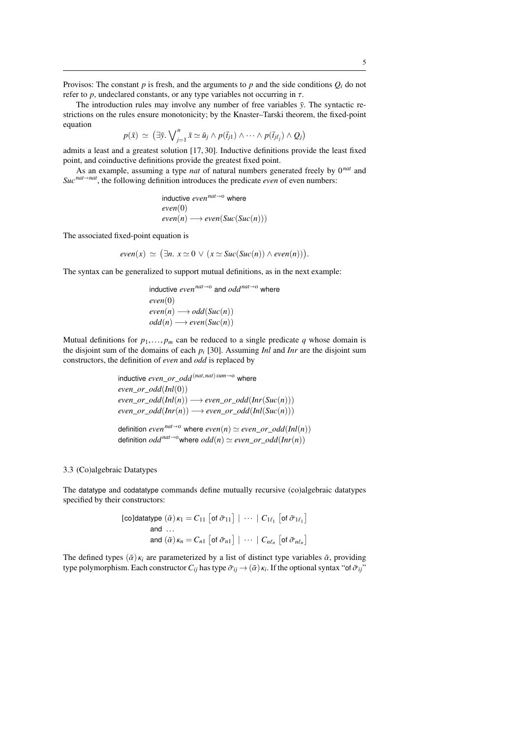Provisos: The constant $p$ is fresh, and the arguments to $p$ and the side conditions $Q_i$ do not refer to $p$, undeclared constants, or any type variables not occurring in $\tau$.

The introduction rules may involve any number of free variables $\bar{y}$. The syntactic restrictions on the rules ensure monotonicity; by the Knaster–Tarski theorem, the fixed-point equation

$$p(\bar{x}) \;\simeq\; \big(\exists \bar{y}.\, \textstyle\bigvee_{j=1}^{n} \bar{x} \simeq \bar{u}_j \wedge p(\bar{t}_{j1}) \wedge \cdots \wedge p(\bar{t}_{j\ell_j}) \wedge Q_j\big)$$

admits a least and a greatest solution [17, 30]. Inductive definitions provide the least fixed point, and coinductive definitions provide the greatest fixed point.

As an example, assuming a type *nat* of natural numbers generated freely by $0^{nat}$ and $Suc^{nat \to nat}$, the following definition introduces the predicate *even* of even numbers:

$$\begin{array}{l}
\textsf{inductive } even^{nat \to o} \textsf{ where} \\
even(0) \\
even(n) \longrightarrow even(Suc(Suc(n)))
\end{array}$$

The associated fixed-point equation is

$$even(x) \;\simeq\; \big(\exists n.\; x \simeq 0 \,\vee\, (x \simeq Suc(Suc(n)) \wedge even(n))\big).$$

The syntax can be generalized to support mutual definitions, as in the next example:

$$\begin{array}{l}
\textsf{inductive } even^{nat \to o} \textsf{ and } odd^{nat \to o} \textsf{ where} \\
even(0) \\
even(n) \longrightarrow odd(Suc(n)) \\
odd(n) \longrightarrow even(Suc(n))
\end{array}$$

Mutual definitions for $p_1, \ldots, p_m$ can be reduced to a single predicate $q$ whose domain is the disjoint sum of the domains of each $p_i$ [30]. Assuming *Inl* and *Inr* are the disjoint sum constructors, the definition of *even* and *odd* is replaced by

$$\begin{array}{l}
\textsf{inductive } even\_or\_odd^{(nat,nat)\,sum \to o} \textsf{ where} \\
even\_or\_odd(Inl(0)) \\
even\_or\_odd(Inl(n)) \longrightarrow even\_or\_odd(Inr(Suc(n))) \\
even\_or\_odd(Inr(n)) \longrightarrow even\_or\_odd(Inl(Suc(n))) \\[1ex]
\textsf{definition } even^{nat \to o} \textsf{ where } even(n) \simeq even\_or\_odd(Inl(n)) \\
\textsf{definition } odd^{nat \to o} \textsf{ where } odd(n) \simeq even\_or\_odd(Inr(n))
\end{array}$$

### 3.3 (Co)algebraic Datatypes

The datatype and codatatype commands define mutually recursive (co)algebraic datatypes specified by their constructors:

$$\begin{array}{l}
\textsf{[co]datatype } (\bar{\alpha})\,\kappa_1 = C_{11}\; \big[\textsf{of } \bar{\sigma}_{11}\big] \;\mid\; \cdots \;\mid\; C_{1\ell_1}\; \big[\textsf{of } \bar{\sigma}_{1\ell_1}\big] \\
\qquad\quad \textsf{and } \ldots \\
\qquad\quad \textsf{and } (\bar{\alpha})\,\kappa_n = C_{n1}\; \big[\textsf{of } \bar{\sigma}_{n1}\big] \;\mid\; \cdots \;\mid\; C_{n\ell_n}\; \big[\textsf{of } \bar{\sigma}_{n\ell_n}\big]
\end{array}$$

The defined types $(\bar{\alpha})\,\kappa_i$ are parameterized by a list of distinct type variables $\bar{\alpha}$, providing type polymorphism. Each constructor $C_{ij}$ has type $\bar{\sigma}_{ij} \to (\bar{\alpha})\,\kappa_i$. If the optional syntax "of $\bar{\sigma}_{ij}$"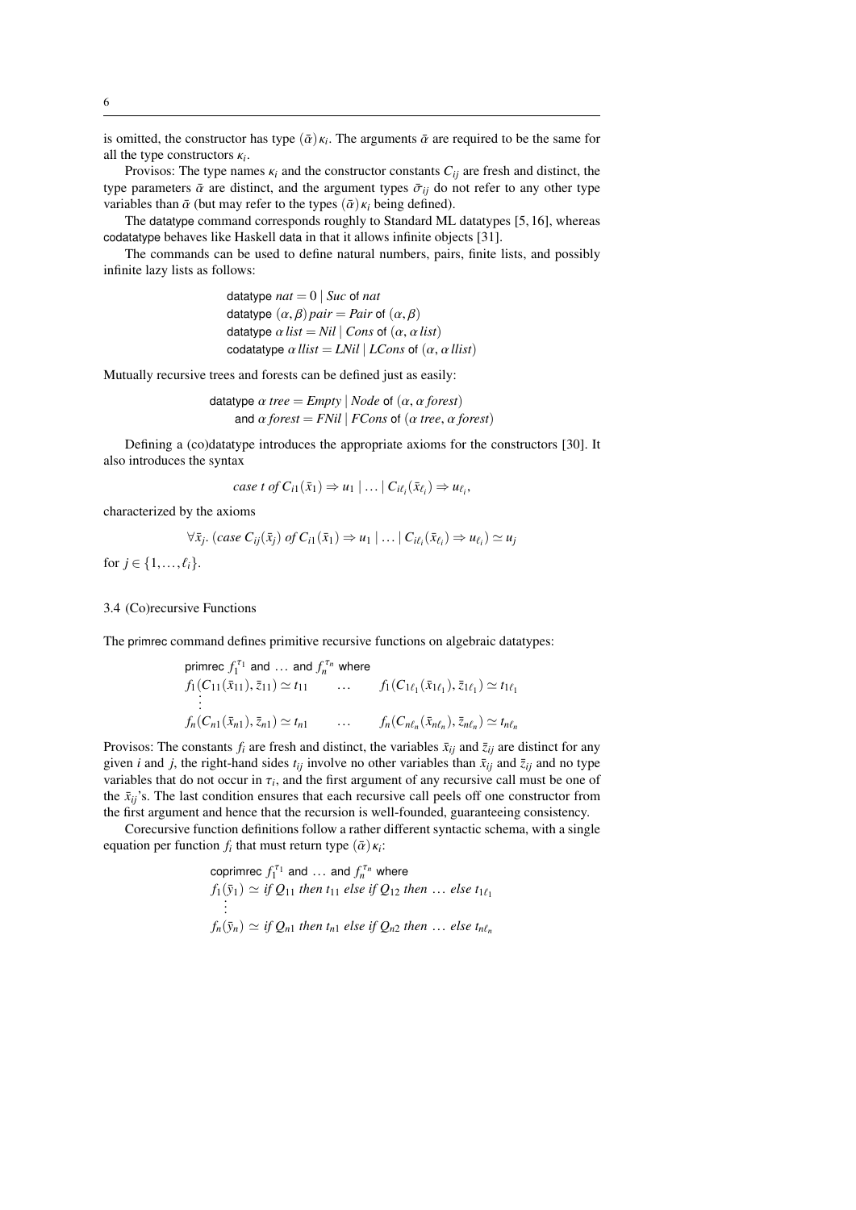is omitted, the constructor has type $(\bar{\alpha})\,\kappa_i$. The arguments $\bar{\alpha}$ are required to be the same for all the type constructors $\kappa_i$.

Provisos: The type names $\kappa_i$ and the constructor constants $C_{ij}$ are fresh and distinct, the type parameters $\bar{\alpha}$ are distinct, and the argument types $\bar{\sigma}_{ij}$ do not refer to any other type variables than $\bar{\alpha}$ (but may refer to the types $(\bar{\alpha})\,\kappa_i$ being defined).

The datatype command corresponds roughly to Standard ML datatypes [5, 16], whereas codatatype behaves like Haskell data in that it allows infinite objects [31].

The commands can be used to define natural numbers, pairs, finite lists, and possibly infinite lazy lists as follows:

$$
\begin{array}{l}
\textsf{datatype}\ \mathit{nat} = 0 \mid \mathit{Suc}\ \textsf{of}\ \mathit{nat} \\
\textsf{datatype}\ (\alpha, \beta)\,\mathit{pair} = \mathit{Pair}\ \textsf{of}\ (\alpha, \beta) \\
\textsf{datatype}\ \alpha\,\mathit{list} = \mathit{Nil} \mid \mathit{Cons}\ \textsf{of}\ (\alpha, \alpha\,\mathit{list}) \\
\textsf{codatatype}\ \alpha\,\mathit{llist} = \mathit{LNil} \mid \mathit{LCons}\ \textsf{of}\ (\alpha, \alpha\,\mathit{llist})
\end{array}
$$

Mutually recursive trees and forests can be defined just as easily:

$$
\begin{array}{l}
\textsf{datatype}\ \alpha\ \mathit{tree} = \mathit{Empty} \mid \mathit{Node}\ \textsf{of}\ (\alpha, \alpha\ \mathit{forest}) \\
\quad \textsf{and}\ \alpha\ \mathit{forest} = \mathit{FNil} \mid \mathit{FCons}\ \textsf{of}\ (\alpha\ \mathit{tree}, \alpha\ \mathit{forest})
\end{array}
$$

Defining a (co)datatype introduces the appropriate axioms for the constructors [30]. It also introduces the syntax

$$
\mathit{case}\ t\ \mathit{of}\ C_{i1}(\bar{x}_1) \Rightarrow u_1 \mid \ldots \mid C_{i\ell_i}(\bar{x}_{\ell_i}) \Rightarrow u_{\ell_i},
$$

characterized by the axioms

$$
\forall \bar{x}_j.\ (\mathit{case}\ C_{ij}(\bar{x}_j)\ \mathit{of}\ C_{i1}(\bar{x}_1) \Rightarrow u_1 \mid \ldots \mid C_{i\ell_i}(\bar{x}_{\ell_i}) \Rightarrow u_{\ell_i}) \simeq u_j
$$

for $j \in \{1, \ldots, \ell_i\}$.

### 3.4 (Co)recursive Functions

The primrec command defines primitive recursive functions on algebraic datatypes:

$$
\begin{array}{lll}
\multicolumn{3}{l}{\textsf{primrec}\ f_1^{\tau_1}\ \textsf{and}\ \ldots\ \textsf{and}\ f_n^{\tau_n}\ \textsf{where}} \\
f_1(C_{11}(\bar{x}_{11}), \bar{z}_{11}) \simeq t_{11} & \ldots & f_1(C_{1\ell_1}(\bar{x}_{1\ell_1}), \bar{z}_{1\ell_1}) \simeq t_{1\ell_1} \\
\quad \vdots & & \\
f_n(C_{n1}(\bar{x}_{n1}), \bar{z}_{n1}) \simeq t_{n1} & \ldots & f_n(C_{n\ell_n}(\bar{x}_{n\ell_n}), \bar{z}_{n\ell_n}) \simeq t_{n\ell_n}
\end{array}
$$

Provisos: The constants $f_i$ are fresh and distinct, the variables $\bar{x}_{ij}$ and $\bar{z}_{ij}$ are distinct for any given $i$ and $j$, the right-hand sides $t_{ij}$ involve no other variables than $\bar{x}_{ij}$ and $\bar{z}_{ij}$ and no type variables that do not occur in $\tau_i$, and the first argument of any recursive call must be one of the $\bar{x}_{ij}$'s. The last condition ensures that each recursive call peels off one constructor from the first argument and hence that the recursion is well-founded, guaranteeing consistency.

Corecursive function definitions follow a rather different syntactic schema, with a single equation per function $f_i$ that must return type $(\bar{\alpha})\,\kappa_i$:

$$
\begin{array}{l}
\textsf{coprimrec}\ f_1^{\tau_1}\ \textsf{and}\ \ldots\ \textsf{and}\ f_n^{\tau_n}\ \textsf{where} \\
f_1(\bar{y}_1) \simeq \mathit{if}\ Q_{11}\ \mathit{then}\ t_{11}\ \mathit{else\ if}\ Q_{12}\ \mathit{then}\ \ldots\ \mathit{else}\ t_{1\ell_1} \\
\quad \vdots \\
f_n(\bar{y}_n) \simeq \mathit{if}\ Q_{n1}\ \mathit{then}\ t_{n1}\ \mathit{else\ if}\ Q_{n2}\ \mathit{then}\ \ldots\ \mathit{else}\ t_{n\ell_n}
\end{array}
$$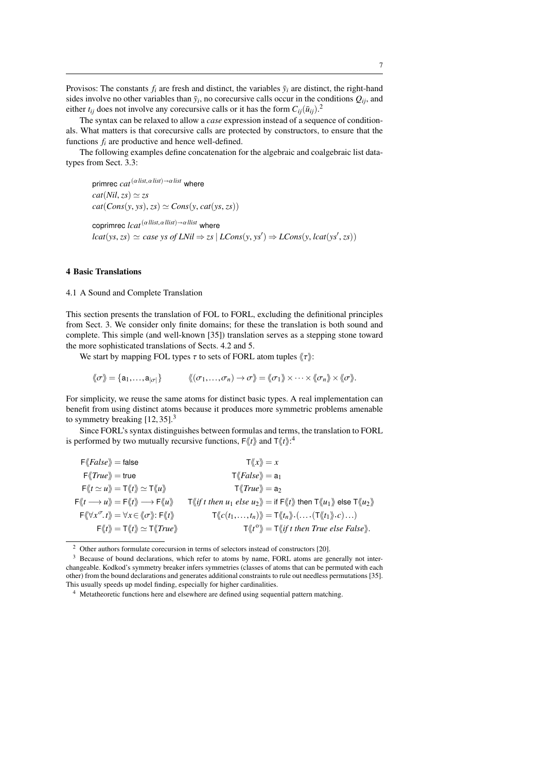Provisos: The constants $f_i$ are fresh and distinct, the variables $\bar{y}_i$ are distinct, the right-hand sides involve no other variables than $\bar{y}_i$, no corecursive calls occur in the conditions $Q_{ij}$, and either $t_{ij}$ does not involve any corecursive calls or it has the form $C_{ij}(\bar{u}_{ij})$.[2]

The syntax can be relaxed to allow a *case* expression instead of a sequence of conditionals. What matters is that corecursive calls are protected by constructors, to ensure that the functions $f_i$ are productive and hence well-defined.

The following examples define concatenation for the algebraic and coalgebraic list datatypes from Sect. 3.3:

$$\begin{array}{l}
\textsf{primrec}\ cat^{(\alpha\,list,\,\alpha\,list)\to\alpha\,list}\ \textsf{where} \\
cat(Nil, zs) \simeq zs \\
cat(Cons(y, ys), zs) \simeq Cons(y, cat(ys, zs))
\end{array}$$

$$\begin{array}{l}
\textsf{coprimrec}\ lcat^{(\alpha\,llist,\,\alpha\,llist)\to\alpha\,llist}\ \textsf{where} \\
lcat(ys, zs) \simeq case\ ys\ of\ LNil \Rightarrow zs \mid LCons(y, ys') \Rightarrow LCons(y, lcat(ys', zs))
\end{array}$$

## 4 Basic Translations

### 4.1 A Sound and Complete Translation

This section presents the translation of FOL to FORL, excluding the definitional principles from Sect. 3. We consider only finite domains; for these the translation is both sound and complete. This simple (and well-known [35]) translation serves as a stepping stone toward the more sophisticated translations of Sects. 4.2 and 5.

We start by mapping FOL types $\tau$ to sets of FORL atom tuples $\langle\!\langle \tau \rangle\!\rangle$:

$$\langle\!\langle \sigma \rangle\!\rangle = \{\mathsf{a}_1, \ldots, \mathsf{a}_{|\sigma|}\} \qquad \langle\!\langle (\sigma_1, \ldots, \sigma_n) \to \sigma \rangle\!\rangle = \langle\!\langle \sigma_1 \rangle\!\rangle \times \cdots \times \langle\!\langle \sigma_n \rangle\!\rangle \times \langle\!\langle \sigma \rangle\!\rangle.$$

For simplicity, we reuse the same atoms for distinct basic types. A real implementation can benefit from using distinct atoms because it produces more symmetric problems amenable to symmetry breaking [12, 35].[3]

Since FORL's syntax distinguishes between formulas and terms, the translation to FORL is performed by two mutually recursive functions, $\mathsf{F}\langle\!\langle t \rangle\!\rangle$ and $\mathsf{T}\langle\!\langle t \rangle\!\rangle$:[4]

$$\begin{array}{ll}
\mathsf{F}\langle\!\langle False \rangle\!\rangle = \mathsf{false} & \mathsf{T}\langle\!\langle x \rangle\!\rangle = x \\
\mathsf{F}\langle\!\langle True \rangle\!\rangle = \mathsf{true} & \mathsf{T}\langle\!\langle False \rangle\!\rangle = \mathsf{a}_1 \\
\mathsf{F}\langle\!\langle t \simeq u \rangle\!\rangle = \mathsf{T}\langle\!\langle t \rangle\!\rangle \simeq \mathsf{T}\langle\!\langle u \rangle\!\rangle & \mathsf{T}\langle\!\langle True \rangle\!\rangle = \mathsf{a}_2 \\
\mathsf{F}\langle\!\langle t \longrightarrow u \rangle\!\rangle = \mathsf{F}\langle\!\langle t \rangle\!\rangle \longrightarrow \mathsf{F}\langle\!\langle u \rangle\!\rangle & \mathsf{T}\langle\!\langle if\ t\ then\ u_1\ else\ u_2 \rangle\!\rangle = \mathsf{if}\ \mathsf{F}\langle\!\langle t \rangle\!\rangle\ \mathsf{then}\ \mathsf{T}\langle\!\langle u_1 \rangle\!\rangle\ \mathsf{else}\ \mathsf{T}\langle\!\langle u_2 \rangle\!\rangle \\
\mathsf{F}\langle\!\langle \forall x^{\sigma}.\, t \rangle\!\rangle = \forall x \in \langle\!\langle \sigma \rangle\!\rangle \colon \mathsf{F}\langle\!\langle t \rangle\!\rangle & \mathsf{T}\langle\!\langle c(t_1, \ldots, t_n) \rangle\!\rangle = \mathsf{T}\langle\!\langle t_n \rangle\!\rangle.(\ldots.(\mathsf{T}\langle\!\langle t_1 \rangle\!\rangle.c)\ldots) \\
\mathsf{F}\langle\!\langle t \rangle\!\rangle = \mathsf{T}\langle\!\langle t \rangle\!\rangle \simeq \mathsf{T}\langle\!\langle True \rangle\!\rangle & \mathsf{T}\langle\!\langle t^{o} \rangle\!\rangle = \mathsf{T}\langle\!\langle if\ t\ then\ True\ else\ False \rangle\!\rangle.
\end{array}$$

---

[2] Other authors formulate corecursion in terms of selectors instead of constructors [20].

[3] Because of bound declarations, which refer to atoms by name, FORL atoms are generally not interchangeable. Kodkod's symmetry breaker infers symmetries (classes of atoms that can be permuted with each other) from the bound declarations and generates additional constraints to rule out needless permutations [35]. This usually speeds up model finding, especially for higher cardinalities.

[4] Metatheoretic functions here and elsewhere are defined using sequential pattern matching.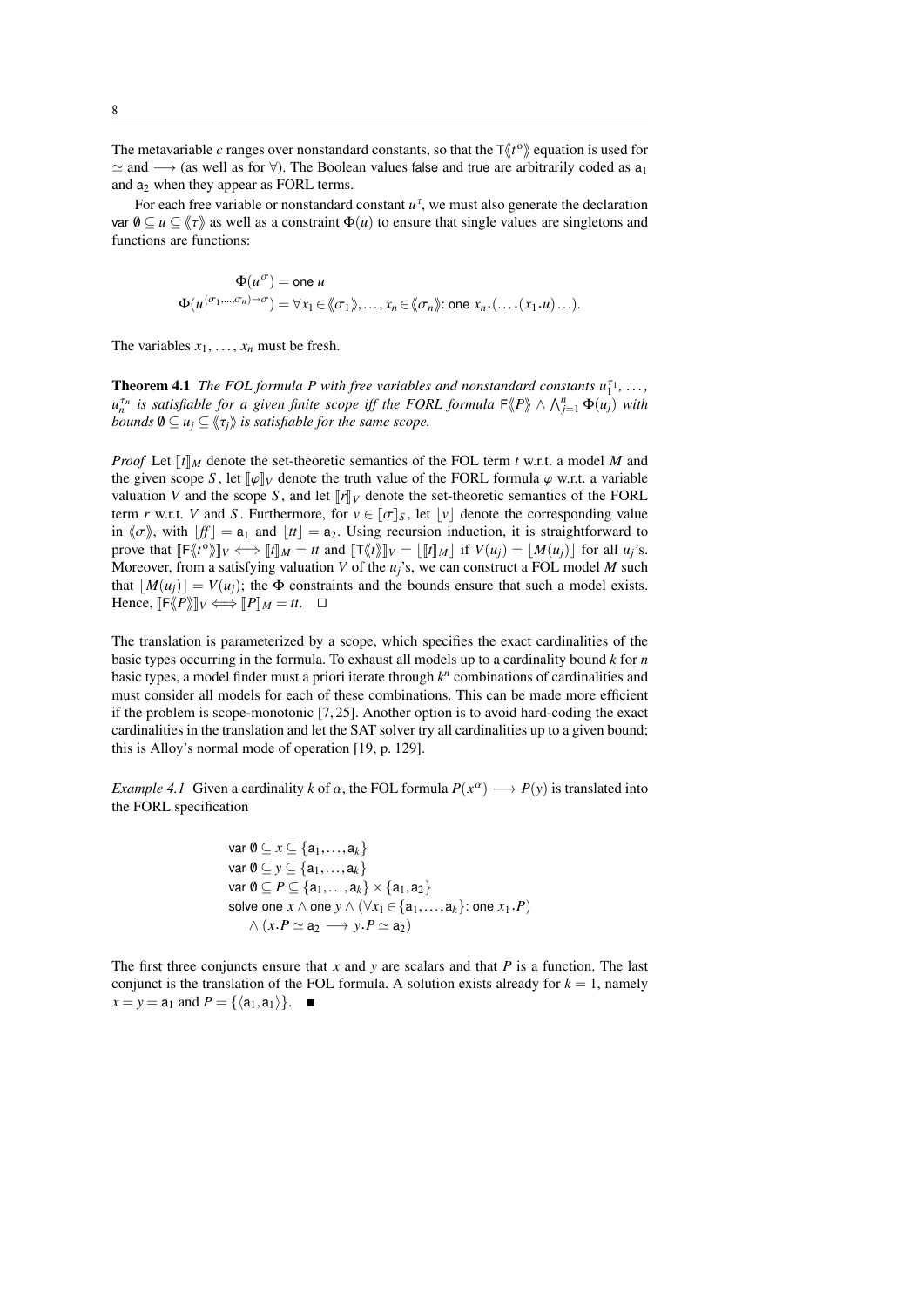The metavariable $c$ ranges over nonstandard constants, so that the $\mathsf{T}\langle\!\langle t^o \rangle\!\rangle$ equation is used for $\simeq$ and $\longrightarrow$ (as well as for $\forall$). The Boolean values false and true are arbitrarily coded as $\mathsf{a}_1$ and $\mathsf{a}_2$ when they appear as FORL terms.

For each free variable or nonstandard constant $u^\tau$, we must also generate the declaration $\mathsf{var}\ \emptyset \subseteq u \subseteq \langle\!\langle \tau \rangle\!\rangle$ as well as a constraint $\Phi(u)$ to ensure that single values are singletons and functions are functions:

$$\Phi(u^\sigma) = \mathsf{one}\ u$$

$$\Phi(u^{(\sigma_1,\ldots,\sigma_n)\to\sigma}) = \forall x_1 \in \langle\!\langle \sigma_1 \rangle\!\rangle, \ldots, x_n \in \langle\!\langle \sigma_n \rangle\!\rangle \text{: } \mathsf{one}\ x_n.(\ldots.(x_1.u)\ldots).$$

The variables $x_1, \ldots, x_n$ must be fresh.

**Theorem 4.1** *The FOL formula $P$ with free variables and nonstandard constants $u_1^{\tau_1}, \ldots, u_n^{\tau_n}$ is satisfiable for a given finite scope iff the FORL formula $\mathsf{F}\langle\!\langle P \rangle\!\rangle \wedge \bigwedge_{j=1}^{n} \Phi(u_j)$ with bounds $\emptyset \subseteq u_j \subseteq \langle\!\langle \tau_j \rangle\!\rangle$ is satisfiable for the same scope.*

*Proof* Let $[\![t]\!]_M$ denote the set-theoretic semantics of the FOL term $t$ w.r.t. a model $M$ and the given scope $S$, let $[\![\varphi]\!]_V$ denote the truth value of the FORL formula $\varphi$ w.r.t. a variable valuation $V$ and the scope $S$, and let $[\![r]\!]_V$ denote the set-theoretic semantics of the FORL term $r$ w.r.t. $V$ and $S$. Furthermore, for $v \in [\![\sigma]\!]_S$, let $\lfloor v \rfloor$ denote the corresponding value in $\langle\!\langle \sigma \rangle\!\rangle$, with $\lfloor f\!f \rfloor = \mathsf{a}_1$ and $\lfloor tt \rfloor = \mathsf{a}_2$. Using recursion induction, it is straightforward to prove that $[\![\mathsf{F}\langle\!\langle t^o \rangle\!\rangle]\!]_V \iff [\![t]\!]_M = tt$ and $[\![\mathsf{T}\langle\!\langle t \rangle\!\rangle]\!]_V = \lfloor [\![t]\!]_M \rfloor$ if $V(u_j) = \lfloor M(u_j) \rfloor$ for all $u_j$'s. Moreover, from a satisfying valuation $V$ of the $u_j$'s, we can construct a FOL model $M$ such that $\lfloor M(u_j) \rfloor = V(u_j)$; the $\Phi$ constraints and the bounds ensure that such a model exists. Hence, $[\![\mathsf{F}\langle\!\langle P \rangle\!\rangle]\!]_V \iff [\![P]\!]_M = tt$. $\square$

The translation is parameterized by a scope, which specifies the exact cardinalities of the basic types occurring in the formula. To exhaust all models up to a cardinality bound $k$ for $n$ basic types, a model finder must a priori iterate through $k^n$ combinations of cardinalities and must consider all models for each of these combinations. This can be made more efficient if the problem is scope-monotonic [7, 25]. Another option is to avoid hard-coding the exact cardinalities in the translation and let the SAT solver try all cardinalities up to a given bound; this is Alloy's normal mode of operation [19, p. 129].

*Example 4.1* Given a cardinality $k$ of $\alpha$, the FOL formula $P(x^\alpha) \longrightarrow P(y)$ is translated into the FORL specification

$$\begin{aligned}
&\mathsf{var}\ \emptyset \subseteq x \subseteq \{\mathsf{a}_1, \ldots, \mathsf{a}_k\} \\
&\mathsf{var}\ \emptyset \subseteq y \subseteq \{\mathsf{a}_1, \ldots, \mathsf{a}_k\} \\
&\mathsf{var}\ \emptyset \subseteq P \subseteq \{\mathsf{a}_1, \ldots, \mathsf{a}_k\} \times \{\mathsf{a}_1, \mathsf{a}_2\} \\
&\mathsf{solve}\ \mathsf{one}\ x \wedge \mathsf{one}\ y \wedge (\forall x_1 \in \{\mathsf{a}_1, \ldots, \mathsf{a}_k\}\text{: } \mathsf{one}\ x_1.P) \\
&\quad \wedge (x.P \simeq \mathsf{a}_2 \longrightarrow y.P \simeq \mathsf{a}_2)
\end{aligned}$$

The first three conjuncts ensure that $x$ and $y$ are scalars and that $P$ is a function. The last conjunct is the translation of the FOL formula. A solution exists already for $k = 1$, namely $x = y = \mathsf{a}_1$ and $P = \{\langle \mathsf{a}_1, \mathsf{a}_1 \rangle\}$. $\blacksquare$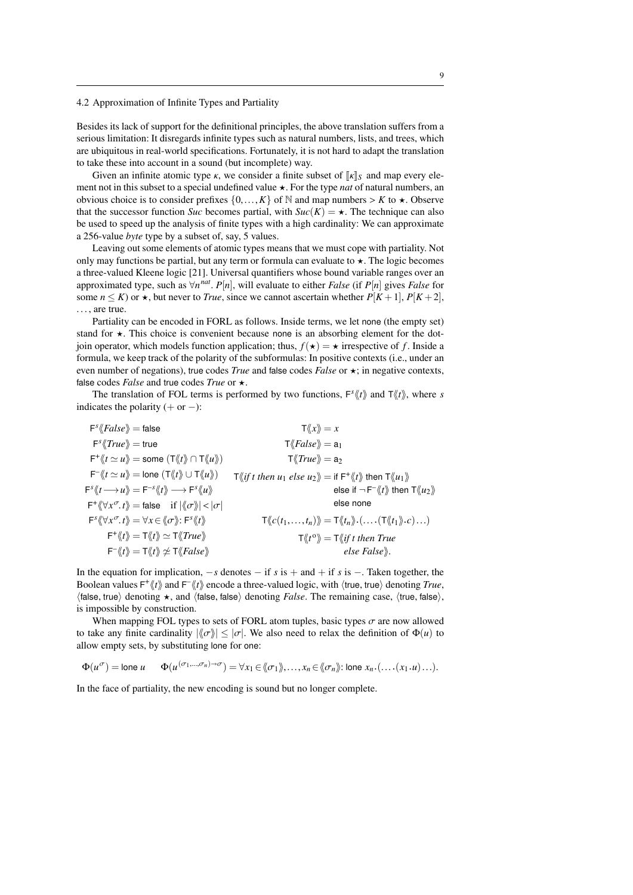### 4.2 Approximation of Infinite Types and Partiality

Besides its lack of support for the definitional principles, the above translation suffers from a serious limitation: It disregards infinite types such as natural numbers, lists, and trees, which are ubiquitous in real-world specifications. Fortunately, it is not hard to adapt the translation to take these into account in a sound (but incomplete) way.

Given an infinite atomic type $\kappa$, we consider a finite subset of $[\![\kappa]\!]_S$ and map every element not in this subset to a special undefined value $\star$. For the type *nat* of natural numbers, an obvious choice is to consider prefixes $\{0,\ldots,K\}$ of $\mathbb{N}$ and map numbers $> K$ to $\star$. Observe that the successor function *Suc* becomes partial, with $Suc(K) = \star$. The technique can also be used to speed up the analysis of finite types with a high cardinality: We can approximate a 256-value *byte* type by a subset of, say, 5 values.

Leaving out some elements of atomic types means that we must cope with partiality. Not only may functions be partial, but any term or formula can evaluate to $\star$. The logic becomes a three-valued Kleene logic [21]. Universal quantifiers whose bound variable ranges over an approximated type, such as $\forall n^{nat}.\ P[n]$, will evaluate to either *False* (if $P[n]$ gives *False* for some $n \leq K$) or $\star$, but never to *True*, since we cannot ascertain whether $P[K+1]$, $P[K+2]$, $\ldots$, are true.

Partiality can be encoded in FORL as follows. Inside terms, we let none (the empty set) stand for $\star$. This choice is convenient because none is an absorbing element for the dot-join operator, which models function application; thus, $f(\star) = \star$ irrespective of $f$. Inside a formula, we keep track of the polarity of the subformulas: In positive contexts (i.e., under an even number of negations), true codes *True* and false codes *False* or $\star$; in negative contexts, false codes *False* and true codes *True* or $\star$.

The translation of FOL terms is performed by two functions, $\mathsf{F}^s\langle\!\langle t\rangle\!\rangle$ and $\mathsf{T}\langle\!\langle t\rangle\!\rangle$, where $s$ indicates the polarity ($+$ or $-$):

$$
\begin{array}{rl}
\mathsf{F}^s\langle\!\langle \mathit{False}\rangle\!\rangle = \mathsf{false} & \\
\mathsf{F}^s\langle\!\langle \mathit{True}\rangle\!\rangle = \mathsf{true} & \\
\mathsf{F}^+\langle\!\langle t \simeq u\rangle\!\rangle = \mathsf{some}\ (\mathsf{T}\langle\!\langle t\rangle\!\rangle \cap \mathsf{T}\langle\!\langle u\rangle\!\rangle) & \\
\mathsf{F}^-\langle\!\langle t \simeq u\rangle\!\rangle = \mathsf{lone}\ (\mathsf{T}\langle\!\langle t\rangle\!\rangle \cup \mathsf{T}\langle\!\langle u\rangle\!\rangle) & \\
\mathsf{F}^s\langle\!\langle t \longrightarrow u\rangle\!\rangle = \mathsf{F}^{-s}\langle\!\langle t\rangle\!\rangle \longrightarrow \mathsf{F}^s\langle\!\langle u\rangle\!\rangle & \\
\mathsf{F}^+\langle\!\langle \forall x^\sigma.\, t\rangle\!\rangle = \mathsf{false} \quad \text{if } |\langle\!\langle \sigma\rangle\!\rangle| < |\sigma| & \\
\mathsf{F}^s\langle\!\langle \forall x^\sigma.\, t\rangle\!\rangle = \forall x \in \langle\!\langle \sigma\rangle\!\rangle\colon \mathsf{F}^s\langle\!\langle t\rangle\!\rangle & \\
\mathsf{F}^+\langle\!\langle t\rangle\!\rangle = \mathsf{T}\langle\!\langle t\rangle\!\rangle \simeq \mathsf{T}\langle\!\langle \mathit{True}\rangle\!\rangle & \\
\mathsf{F}^-\langle\!\langle t\rangle\!\rangle = \mathsf{T}\langle\!\langle t\rangle\!\rangle \not\simeq \mathsf{T}\langle\!\langle \mathit{False}\rangle\!\rangle &
\end{array}
\qquad
\begin{array}{rl}
\mathsf{T}\langle\!\langle x\rangle\!\rangle = x & \\
\mathsf{T}\langle\!\langle \mathit{False}\rangle\!\rangle = \mathsf{a}_1 & \\
\mathsf{T}\langle\!\langle \mathit{True}\rangle\!\rangle = \mathsf{a}_2 & \\
\mathsf{T}\langle\!\langle \mathit{if}\ t\ \mathit{then}\ u_1\ \mathit{else}\ u_2\rangle\!\rangle = \mathsf{if}\ \mathsf{F}^+\langle\!\langle t\rangle\!\rangle\ \mathsf{then}\ \mathsf{T}\langle\!\langle u_1\rangle\!\rangle & \\
\mathsf{else\ if}\ \neg\,\mathsf{F}^-\langle\!\langle t\rangle\!\rangle\ \mathsf{then}\ \mathsf{T}\langle\!\langle u_2\rangle\!\rangle & \\
\mathsf{else\ none} & \\
\mathsf{T}\langle\!\langle c(t_1,\ldots,t_n)\rangle\!\rangle = \mathsf{T}\langle\!\langle t_n\rangle\!\rangle.(\ldots.(\mathsf{T}\langle\!\langle t_1\rangle\!\rangle.c)\ldots) & \\
\mathsf{T}\langle\!\langle t^o\rangle\!\rangle = \mathsf{T}\langle\!\langle \mathit{if}\ t\ \mathit{then}\ \mathit{True} & \\
\mathit{else}\ \mathit{False}\rangle\!\rangle. &
\end{array}
$$

In the equation for implication, $-s$ denotes $-$ if $s$ is $+$ and $+$ if $s$ is $-$. Taken together, the Boolean values $\mathsf{F}^+\langle\!\langle t\rangle\!\rangle$ and $\mathsf{F}^-\langle\!\langle t\rangle\!\rangle$ encode a three-valued logic, with $\langle\mathsf{true}, \mathsf{true}\rangle$ denoting *True*, $\langle\mathsf{false}, \mathsf{true}\rangle$ denoting $\star$, and $\langle\mathsf{false}, \mathsf{false}\rangle$ denoting *False*. The remaining case, $\langle\mathsf{true}, \mathsf{false}\rangle$, is impossible by construction.

When mapping FOL types to sets of FORL atom tuples, basic types $\sigma$ are now allowed to take any finite cardinality $|\langle\!\langle \sigma\rangle\!\rangle| \leq |\sigma|$. We also need to relax the definition of $\Phi(u)$ to allow empty sets, by substituting lone for one:

$$\Phi(u^\sigma) = \mathsf{lone}\ u \qquad \Phi(u^{(\sigma_1,\ldots,\sigma_n)\to\sigma}) = \forall x_1 \in \langle\!\langle \sigma_1\rangle\!\rangle, \ldots, x_n \in \langle\!\langle \sigma_n\rangle\!\rangle\colon \mathsf{lone}\ x_n.(\ldots.(x_1.u)\ldots).$$

In the face of partiality, the new encoding is sound but no longer complete.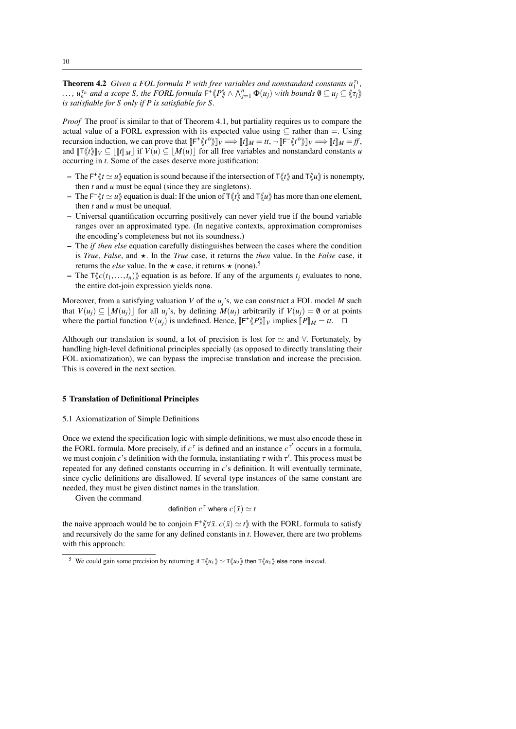**Theorem 4.2** *Given a FOL formula $P$ with free variables and nonstandard constants $u_1^{\tau_1}$, $\ldots$, $u_n^{\tau_n}$ and a scope $S$, the FORL formula $\mathsf{F}^+\langle\!\langle P\rangle\!\rangle \wedge \bigwedge_{j=1}^{n} \Phi(u_j)$ with bounds $\emptyset \subseteq u_j \subseteq \langle\!\langle \tau_j \rangle\!\rangle$ is satisfiable for $S$ only if $P$ is satisfiable for $S$.*

*Proof* The proof is similar to that of Theorem 4.1, but partiality requires us to compare the actual value of a FORL expression with its expected value using $\subseteq$ rather than $=$. Using recursion induction, we can prove that $[\![\mathsf{F}^+\langle\!\langle t^o \rangle\!\rangle]\!]_V \Longrightarrow [\![t]\!]_M = tt$, $\neg[\![\mathsf{F}^-\langle\!\langle t^o \rangle\!\rangle]\!]_V \Longrightarrow [\![t]\!]_M = f\!f$, and $[\![\mathsf{T}\langle\!\langle t \rangle\!\rangle]\!]_V \subseteq \lfloor [\![t]\!]_M \rfloor$ if $V(u) \subseteq \lfloor M(u) \rfloor$ for all free variables and nonstandard constants $u$ occurring in $t$. Some of the cases deserve more justification:

- The $\mathsf{F}^+\langle\!\langle t \simeq u \rangle\!\rangle$ equation is sound because if the intersection of $\mathsf{T}\langle\!\langle t \rangle\!\rangle$ and $\mathsf{T}\langle\!\langle u \rangle\!\rangle$ is nonempty, then $t$ and $u$ must be equal (since they are singletons).
- The $\mathsf{F}^-\langle\!\langle t \simeq u \rangle\!\rangle$ equation is dual: If the union of $\mathsf{T}\langle\!\langle t \rangle\!\rangle$ and $\mathsf{T}\langle\!\langle u \rangle\!\rangle$ has more than one element, then $t$ and $u$ must be unequal.
- Universal quantification occurring positively can never yield true if the bound variable ranges over an approximated type. (In negative contexts, approximation compromises the encoding's completeness but not its soundness.)
- The *if then else* equation carefully distinguishes between the cases where the condition is *True*, *False*, and $\star$. In the *True* case, it returns the *then* value. In the *False* case, it returns the *else* value. In the $\star$ case, it returns $\star$ (none).[5]
- The $\mathsf{T}\langle\!\langle c(t_1, \ldots, t_n) \rangle\!\rangle$ equation is as before. If any of the arguments $t_j$ evaluates to none, the entire dot-join expression yields none.

Moreover, from a satisfying valuation $V$ of the $u_j$'s, we can construct a FOL model $M$ such that $V(u_j) \subseteq \lfloor M(u_j) \rfloor$ for all $u_j$'s, by defining $M(u_j)$ arbitrarily if $V(u_j) = \emptyset$ or at points where the partial function $V(u_j)$ is undefined. Hence, $[\![\mathsf{F}^+\langle\!\langle P \rangle\!\rangle]\!]_V$ implies $[\![P]\!]_M = tt$. $\square$

Although our translation is sound, a lot of precision is lost for $\simeq$ and $\forall$. Fortunately, by handling high-level definitional principles specially (as opposed to directly translating their FOL axiomatization), we can bypass the imprecise translation and increase the precision. This is covered in the next section.

## 5 Translation of Definitional Principles

### 5.1 Axiomatization of Simple Definitions

Once we extend the specification logic with simple definitions, we must also encode these in the FORL formula. More precisely, if $c^\tau$ is defined and an instance $c^{\tau'}$ occurs in a formula, we must conjoin $c$'s definition with the formula, instantiating $\tau$ with $\tau'$. This process must be repeated for any defined constants occurring in $c$'s definition. It will eventually terminate, since cyclic definitions are disallowed. If several type instances of the same constant are needed, they must be given distinct names in the translation.

Given the command

$$\text{definition } c^\tau \text{ where } c(\bar{x}) \simeq t$$

the naive approach would be to conjoin $\mathsf{F}^+\langle\!\langle \forall \bar{x}.\ c(\bar{x}) \simeq t \rangle\!\rangle$ with the FORL formula to satisfy and recursively do the same for any defined constants in $t$. However, there are two problems with this approach:

---

[5] We could gain some precision by returning if $\mathsf{T}\langle\!\langle u_1 \rangle\!\rangle \simeq \mathsf{T}\langle\!\langle u_2 \rangle\!\rangle$ then $\mathsf{T}\langle\!\langle u_1 \rangle\!\rangle$ else none instead.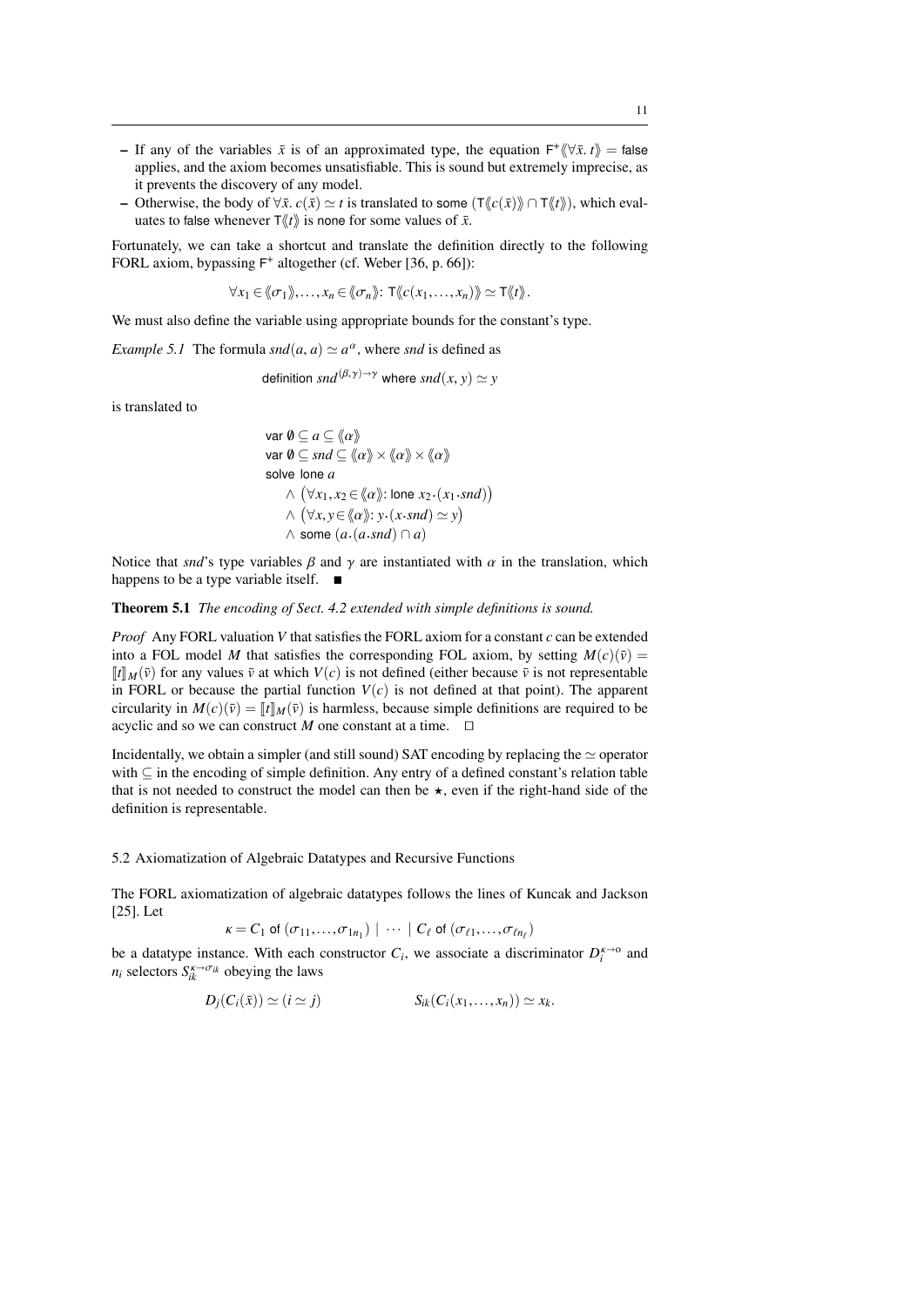– If any of the variables $\bar{x}$ is of an approximated type, the equation $\mathsf{F}^+\langle\!\langle \forall \bar{x}.\ t \rangle\!\rangle = \mathsf{false}$ applies, and the axiom becomes unsatisfiable. This is sound but extremely imprecise, as it prevents the discovery of any model.

– Otherwise, the body of $\forall \bar{x}.\ c(\bar{x}) \simeq t$ is translated to $\mathsf{some}\ (\mathsf{T}\langle\!\langle c(\bar{x}) \rangle\!\rangle \cap \mathsf{T}\langle\!\langle t \rangle\!\rangle)$, which evaluates to $\mathsf{false}$ whenever $\mathsf{T}\langle\!\langle t \rangle\!\rangle$ is $\mathsf{none}$ for some values of $\bar{x}$.

Fortunately, we can take a shortcut and translate the definition directly to the following FORL axiom, bypassing $\mathsf{F}^+$ altogether (cf. Weber [36, p. 66]):

$$\forall x_1 \in \langle\!\langle \sigma_1 \rangle\!\rangle, \ldots, x_n \in \langle\!\langle \sigma_n \rangle\!\rangle \colon \mathsf{T}\langle\!\langle c(x_1, \ldots, x_n) \rangle\!\rangle \simeq \mathsf{T}\langle\!\langle t \rangle\!\rangle.$$

We must also define the variable using appropriate bounds for the constant's type.

*Example 5.1* The formula $snd(a, a) \simeq a^\alpha$, where $snd$ is defined as

$$\mathsf{definition}\ snd^{(\beta,\gamma)\to\gamma}\ \mathsf{where}\ snd(x, y) \simeq y$$

is translated to

$$\begin{array}{l}
\mathsf{var}\ \emptyset \subseteq a \subseteq \langle\!\langle \alpha \rangle\!\rangle \\
\mathsf{var}\ \emptyset \subseteq snd \subseteq \langle\!\langle \alpha \rangle\!\rangle \times \langle\!\langle \alpha \rangle\!\rangle \times \langle\!\langle \alpha \rangle\!\rangle \\
\mathsf{solve}\ \mathsf{lone}\ a \\
\quad \wedge\ \big(\forall x_1, x_2 \in \langle\!\langle \alpha \rangle\!\rangle \colon \mathsf{lone}\ x_2 . (x_1 . snd)\big) \\
\quad \wedge\ \big(\forall x, y \in \langle\!\langle \alpha \rangle\!\rangle \colon y . (x . snd) \simeq y\big) \\
\quad \wedge\ \mathsf{some}\ (a . (a . snd) \cap a)
\end{array}$$

Notice that $snd$'s type variables $\beta$ and $\gamma$ are instantiated with $\alpha$ in the translation, which happens to be a type variable itself. ∎

**Theorem 5.1** *The encoding of Sect. 4.2 extended with simple definitions is sound.*

*Proof* Any FORL valuation $V$ that satisfies the FORL axiom for a constant $c$ can be extended into a FOL model $M$ that satisfies the corresponding FOL axiom, by setting $M(c)(\bar{v}) = [\![t]\!]_M(\bar{v})$ for any values $\bar{v}$ at which $V(c)$ is not defined (either because $\bar{v}$ is not representable in FORL or because the partial function $V(c)$ is not defined at that point). The apparent circularity in $M(c)(\bar{v}) = [\![t]\!]_M(\bar{v})$ is harmless, because simple definitions are required to be acyclic and so we can construct $M$ one constant at a time. □

Incidentally, we obtain a simpler (and still sound) SAT encoding by replacing the $\simeq$ operator with $\subseteq$ in the encoding of simple definition. Any entry of a defined constant's relation table that is not needed to construct the model can then be $\star$, even if the right-hand side of the definition is representable.

### 5.2 Axiomatization of Algebraic Datatypes and Recursive Functions

The FORL axiomatization of algebraic datatypes follows the lines of Kuncak and Jackson [25]. Let

$$\kappa = C_1\ \mathsf{of}\ (\sigma_{11}, \ldots, \sigma_{1n_1})\ |\ \cdots\ |\ C_\ell\ \mathsf{of}\ (\sigma_{\ell 1}, \ldots, \sigma_{\ell n_\ell})$$

be a datatype instance. With each constructor $C_i$, we associate a discriminator $D_i^{\kappa\to o}$ and $n_i$ selectors $S_{ik}^{\kappa\to\sigma_{ik}}$ obeying the laws

$$D_j(C_i(\bar{x})) \simeq (i \simeq j) \qquad\qquad S_{ik}(C_i(x_1, \ldots, x_n)) \simeq x_k.$$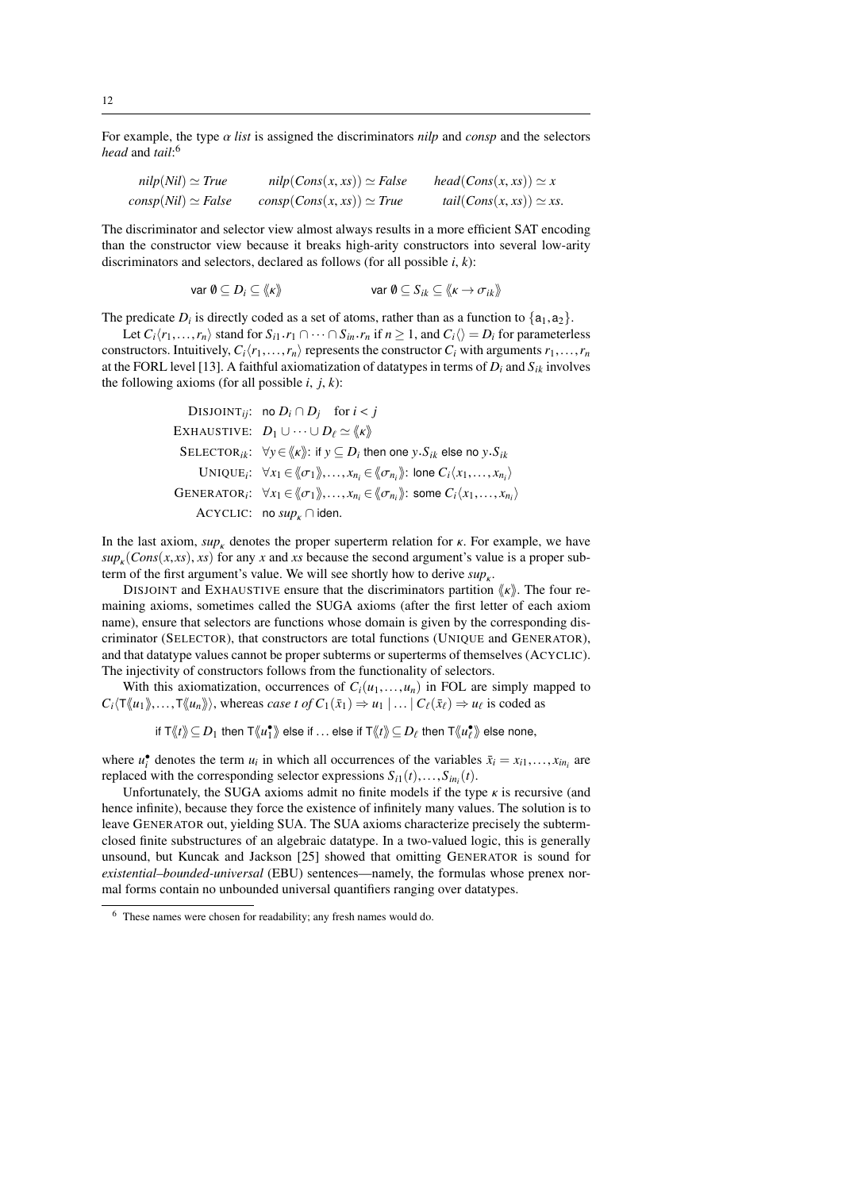For example, the type $\alpha$ *list* is assigned the discriminators *nilp* and *consp* and the selectors *head* and *tail*:[6]

$$
\begin{array}{lll}
\mathit{nilp}(\mathit{Nil}) \simeq \mathit{True} & \mathit{nilp}(\mathit{Cons}(x, xs)) \simeq \mathit{False} & \mathit{head}(\mathit{Cons}(x, xs)) \simeq x \\
\mathit{consp}(\mathit{Nil}) \simeq \mathit{False} & \mathit{consp}(\mathit{Cons}(x, xs)) \simeq \mathit{True} & \mathit{tail}(\mathit{Cons}(x, xs)) \simeq xs.
\end{array}
$$

The discriminator and selector view almost always results in a more efficient SAT encoding than the constructor view because it breaks high-arity constructors into several low-arity discriminators and selectors, declared as follows (for all possible $i$, $k$):

$$
\mathsf{var}\ \emptyset \subseteq D_i \subseteq \langle\!\langle \kappa \rangle\!\rangle \qquad\qquad \mathsf{var}\ \emptyset \subseteq S_{ik} \subseteq \langle\!\langle \kappa \to \sigma_{ik} \rangle\!\rangle
$$

The predicate $D_i$ is directly coded as a set of atoms, rather than as a function to $\{\mathsf{a}_1, \mathsf{a}_2\}$.

Let $C_i\langle r_1, \ldots, r_n\rangle$ stand for $S_{i1}.r_1 \cap \cdots \cap S_{in}.r_n$ if $n \geq 1$, and $C_i\langle\rangle = D_i$ for parameterless constructors. Intuitively, $C_i\langle r_1, \ldots, r_n\rangle$ represents the constructor $C_i$ with arguments $r_1, \ldots, r_n$ at the FORL level [13]. A faithful axiomatization of datatypes in terms of $D_i$ and $S_{ik}$ involves the following axioms (for all possible $i$, $j$, $k$):

$$
\begin{array}{rl}
\textsc{Disjoint}_{ij}\!: & \mathsf{no}\ D_i \cap D_j \quad \text{for } i < j \\
\textsc{Exhaustive}\!: & D_1 \cup \cdots \cup D_\ell \simeq \langle\!\langle \kappa \rangle\!\rangle \\
\textsc{Selector}_{ik}\!: & \forall y \in \langle\!\langle \kappa \rangle\!\rangle\!: \mathsf{if}\ y \subseteq D_i\ \mathsf{then\ one}\ y.S_{ik}\ \mathsf{else\ no}\ y.S_{ik} \\
\textsc{Unique}_i\!: & \forall x_1 \in \langle\!\langle \sigma_1 \rangle\!\rangle, \ldots, x_{n_i} \in \langle\!\langle \sigma_{n_i} \rangle\!\rangle\!: \mathsf{lone}\ C_i\langle x_1, \ldots, x_{n_i}\rangle \\
\textsc{Generator}_i\!: & \forall x_1 \in \langle\!\langle \sigma_1 \rangle\!\rangle, \ldots, x_{n_i} \in \langle\!\langle \sigma_{n_i} \rangle\!\rangle\!: \mathsf{some}\ C_i\langle x_1, \ldots, x_{n_i}\rangle \\
\textsc{Acyclic}\!: & \mathsf{no}\ \mathit{sup}_\kappa \cap \mathsf{iden}.
\end{array}
$$

In the last axiom, $\mathit{sup}_\kappa$ denotes the proper superterm relation for $\kappa$. For example, we have $\mathit{sup}_\kappa(\mathit{Cons}(x, xs), xs)$ for any $x$ and $xs$ because the second argument's value is a proper subterm of the first argument's value. We will see shortly how to derive $\mathit{sup}_\kappa$.

DISJOINT and EXHAUSTIVE ensure that the discriminators partition $\langle\!\langle \kappa \rangle\!\rangle$. The four remaining axioms, sometimes called the SUGA axioms (after the first letter of each axiom name), ensure that selectors are functions whose domain is given by the corresponding discriminator (SELECTOR), that constructors are total functions (UNIQUE and GENERATOR), and that datatype values cannot be proper subterms or superterms of themselves (ACYCLIC). The injectivity of constructors follows from the functionality of selectors.

With this axiomatization, occurrences of $C_i(u_1, \ldots, u_n)$ in FOL are simply mapped to $C_i\langle \mathsf{T}\langle\!\langle u_1 \rangle\!\rangle, \ldots, \mathsf{T}\langle\!\langle u_n \rangle\!\rangle\rangle$, whereas *case t of* $C_1(\bar{x}_1) \Rightarrow u_1 \mid \ldots \mid C_\ell(\bar{x}_\ell) \Rightarrow u_\ell$ is coded as

$$
\mathsf{if}\ \mathsf{T}\langle\!\langle t \rangle\!\rangle \subseteq D_1\ \mathsf{then}\ \mathsf{T}\langle\!\langle u_1^\bullet \rangle\!\rangle\ \mathsf{else\ if} \ldots \mathsf{else\ if}\ \mathsf{T}\langle\!\langle t \rangle\!\rangle \subseteq D_\ell\ \mathsf{then}\ \mathsf{T}\langle\!\langle u_\ell^\bullet \rangle\!\rangle\ \mathsf{else\ none},
$$

where $u_i^\bullet$ denotes the term $u_i$ in which all occurrences of the variables $\bar{x}_i = x_{i1}, \ldots, x_{in_i}$ are replaced with the corresponding selector expressions $S_{i1}(t), \ldots, S_{in_i}(t)$.

Unfortunately, the SUGA axioms admit no finite models if the type $\kappa$ is recursive (and hence infinite), because they force the existence of infinitely many values. The solution is to leave GENERATOR out, yielding SUA. The SUA axioms characterize precisely the subterm-closed finite substructures of an algebraic datatype. In a two-valued logic, this is generally unsound, but Kuncak and Jackson [25] showed that omitting GENERATOR is sound for *existential–bounded-universal* (EBU) sentences—namely, the formulas whose prenex normal forms contain no unbounded universal quantifiers ranging over datatypes.

[6] These names were chosen for readability; any fresh names would do.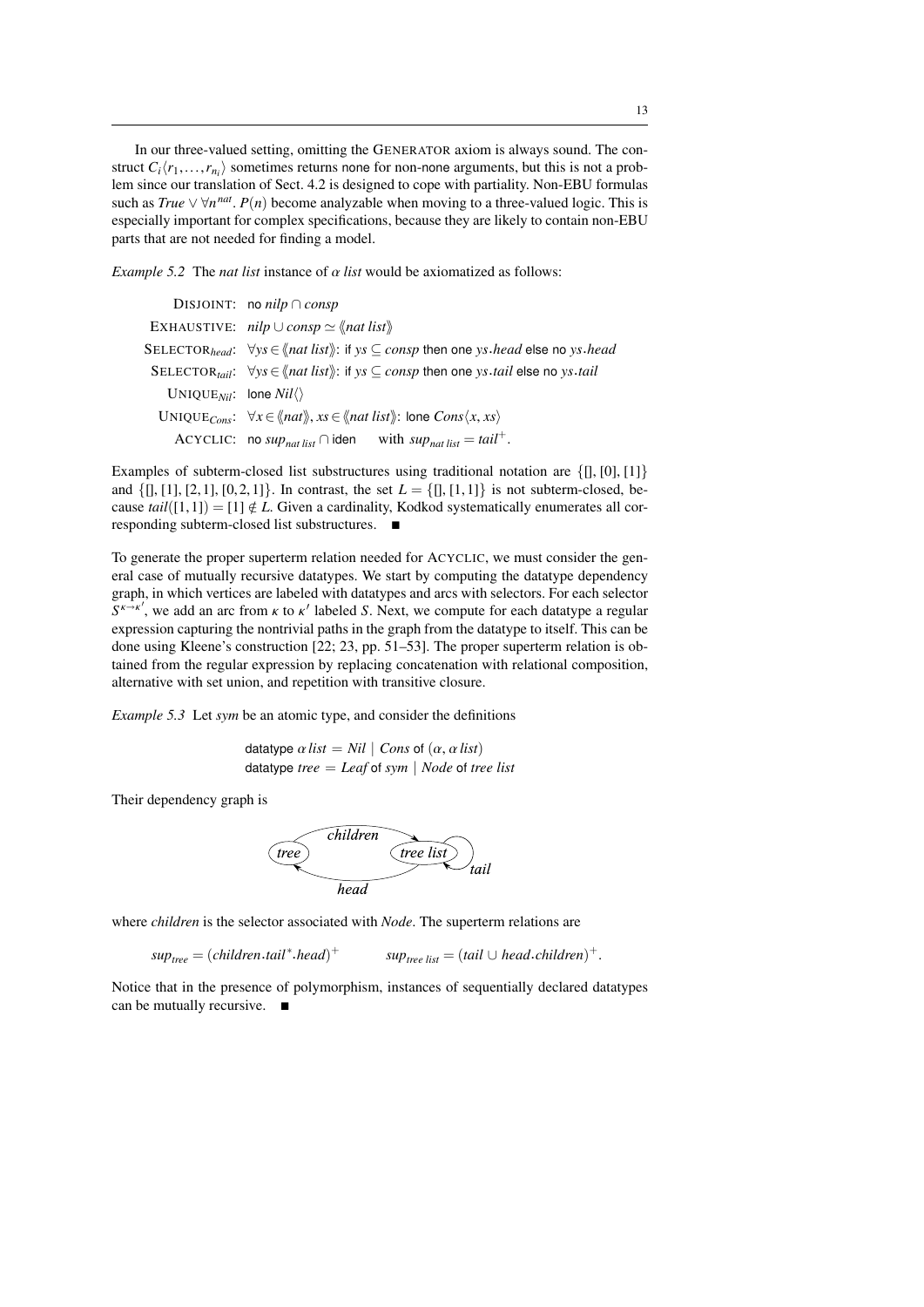In our three-valued setting, omitting the GENERATOR axiom is always sound. The construct $C_i\langle r_1, \ldots, r_{n_i}\rangle$ sometimes returns none for non-none arguments, but this is not a problem since our translation of Sect. 4.2 is designed to cope with partiality. Non-EBU formulas such as $\mathit{True} \vee \forall n^{\mathit{nat}}.\, P(n)$ become analyzable when moving to a three-valued logic. This is especially important for complex specifications, because they are likely to contain non-EBU parts that are not needed for finding a model.

*Example 5.2* The *nat list* instance of $\alpha$ *list* would be axiomatized as follows:

| | |
|---|---|
| DISJOINT: | no $\mathit{nilp} \cap \mathit{consp}$ |
| EXHAUSTIVE: | $\mathit{nilp} \cup \mathit{consp} \simeq \langle\!\langle \mathit{nat\ list} \rangle\!\rangle$ |
| SELECTOR$_{\mathit{head}}$: | $\forall ys \in \langle\!\langle \mathit{nat\ list} \rangle\!\rangle$: if $ys \subseteq \mathit{consp}$ then one $ys.\mathit{head}$ else no $ys.\mathit{head}$ |
| SELECTOR$_{\mathit{tail}}$: | $\forall ys \in \langle\!\langle \mathit{nat\ list} \rangle\!\rangle$: if $ys \subseteq \mathit{consp}$ then one $ys.\mathit{tail}$ else no $ys.\mathit{tail}$ |
| UNIQUE$_{\mathit{Nil}}$: | lone $\mathit{Nil}\langle\rangle$ |
| UNIQUE$_{\mathit{Cons}}$: | $\forall x \in \langle\!\langle \mathit{nat} \rangle\!\rangle,\, xs \in \langle\!\langle \mathit{nat\ list} \rangle\!\rangle$: lone $\mathit{Cons}\langle x, xs\rangle$ |
| ACYCLIC: | no $\mathit{sup}_{\mathit{nat\ list}} \cap$ iden  with $\mathit{sup}_{\mathit{nat\ list}} = \mathit{tail}^+$. |

Examples of subterm-closed list substructures using traditional notation are $\{[], [0], [1]\}$ and $\{[], [1], [2,1], [0,2,1]\}$. In contrast, the set $L = \{[], [1,1]\}$ is not subterm-closed, because $\mathit{tail}([1,1]) = [1] \notin L$. Given a cardinality, Kodkod systematically enumerates all corresponding subterm-closed list substructures. ■

To generate the proper superterm relation needed for ACYCLIC, we must consider the general case of mutually recursive datatypes. We start by computing the datatype dependency graph, in which vertices are labeled with datatypes and arcs with selectors. For each selector $S^{\kappa \to \kappa'}$, we add an arc from $\kappa$ to $\kappa'$ labeled $S$. Next, we compute for each datatype a regular expression capturing the nontrivial paths in the graph from the datatype to itself. This can be done using Kleene's construction [22; 23, pp. 51–53]. The proper superterm relation is obtained from the regular expression by replacing concatenation with relational composition, alternative with set union, and repetition with transitive closure.

*Example 5.3* Let *sym* be an atomic type, and consider the definitions

datatype $\alpha\,\mathit{list} = \mathit{Nil} \mid \mathit{Cons}$ of $(\alpha, \alpha\,\mathit{list})$
datatype $\mathit{tree} = \mathit{Leaf}$ of $\mathit{sym} \mid \mathit{Node}$ of $\mathit{tree\ list}$

Their dependency graph is

tree —children→ tree list; tree list —head→ tree; tree list —tail→ tree list

where *children* is the selector associated with *Node*. The superterm relations are

$$\mathit{sup}_{\mathit{tree}} = (\mathit{children}.\mathit{tail}^*.\mathit{head})^+ \qquad \mathit{sup}_{\mathit{tree\ list}} = (\mathit{tail} \cup \mathit{head}.\mathit{children})^+.$$

Notice that in the presence of polymorphism, instances of sequentially declared datatypes can be mutually recursive. ■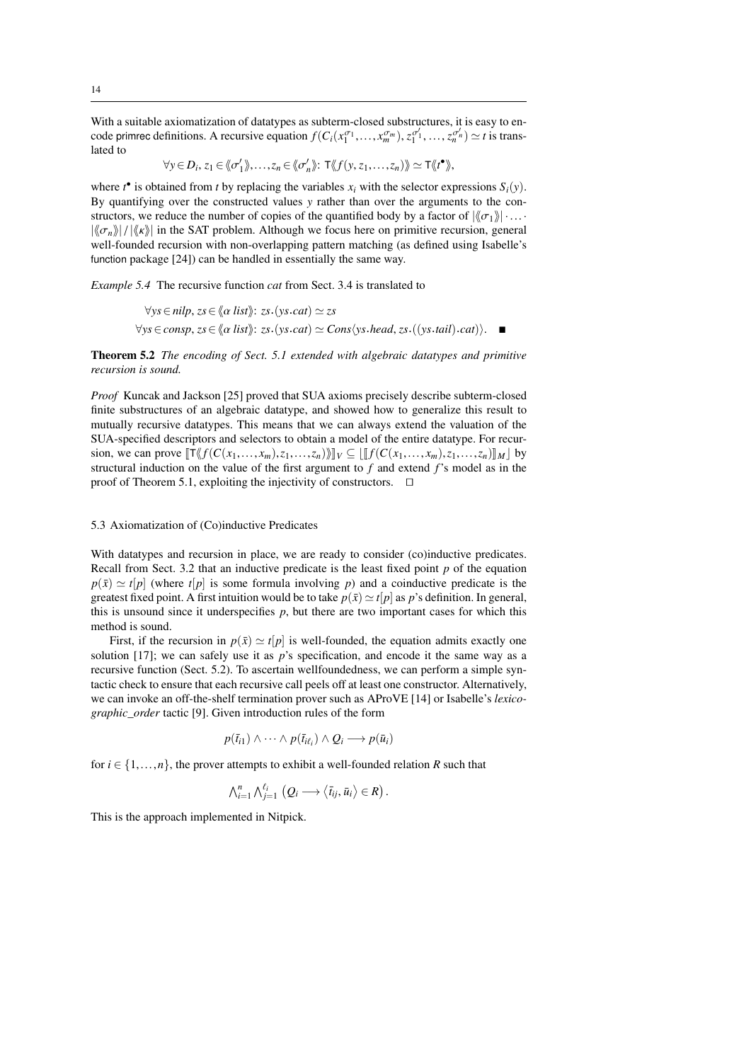With a suitable axiomatization of datatypes as subterm-closed substructures, it is easy to encode primrec definitions. A recursive equation $f(C_i(x_1^{\sigma_1}, \ldots, x_m^{\sigma_m}), z_1^{\sigma'_1}, \ldots, z_n^{\sigma'_n}) \simeq t$ is translated to

$$\forall y \in D_i,\, z_1 \in \langle\!\langle \sigma'_1 \rangle\!\rangle, \ldots, z_n \in \langle\!\langle \sigma'_n \rangle\!\rangle\colon\ \mathsf{T}\langle\!\langle f(y, z_1, \ldots, z_n) \rangle\!\rangle \simeq \mathsf{T}\langle\!\langle t^\bullet \rangle\!\rangle,$$

where $t^\bullet$ is obtained from $t$ by replacing the variables $x_i$ with the selector expressions $S_i(y)$. By quantifying over the constructed values $y$ rather than over the arguments to the constructors, we reduce the number of copies of the quantified body by a factor of $|\langle\!\langle \sigma_1 \rangle\!\rangle| \cdot \ldots \cdot |\langle\!\langle \sigma_n \rangle\!\rangle| \,/\, |\langle\!\langle \kappa \rangle\!\rangle|$ in the SAT problem. Although we focus here on primitive recursion, general well-founded recursion with non-overlapping pattern matching (as defined using Isabelle's function package [24]) can be handled in essentially the same way.

*Example 5.4* The recursive function *cat* from Sect. 3.4 is translated to

$$\forall ys \in nilp,\, zs \in \langle\!\langle \alpha\ list \rangle\!\rangle\colon\ zs.(ys.cat) \simeq zs$$
$$\forall ys \in consp,\, zs \in \langle\!\langle \alpha\ list \rangle\!\rangle\colon\ zs.(ys.cat) \simeq Cons\langle ys.head,\, zs.((ys.tail).cat)\rangle. \quad \blacksquare$$

**Theorem 5.2** *The encoding of Sect. 5.1 extended with algebraic datatypes and primitive recursion is sound.*

*Proof* Kuncak and Jackson [25] proved that SUA axioms precisely describe subterm-closed finite substructures of an algebraic datatype, and showed how to generalize this result to mutually recursive datatypes. This means that we can always extend the valuation of the SUA-specified descriptors and selectors to obtain a model of the entire datatype. For recursion, we can prove $[\![\mathsf{T}\langle\!\langle f(C(x_1, \ldots, x_m), z_1, \ldots, z_n) \rangle\!\rangle]\!]_V \subseteq \lfloor [\![ f(C(x_1, \ldots, x_m), z_1, \ldots, z_n) ]\!]_M \rfloor$ by structural induction on the value of the first argument to $f$ and extend $f$'s model as in the proof of Theorem 5.1, exploiting the injectivity of constructors. $\square$

### 5.3 Axiomatization of (Co)inductive Predicates

With datatypes and recursion in place, we are ready to consider (co)inductive predicates. Recall from Sect. 3.2 that an inductive predicate is the least fixed point $p$ of the equation $p(\bar{x}) \simeq t[p]$ (where $t[p]$ is some formula involving $p$) and a coinductive predicate is the greatest fixed point. A first intuition would be to take $p(\bar{x}) \simeq t[p]$ as $p$'s definition. In general, this is unsound since it underspecifies $p$, but there are two important cases for which this method is sound.

First, if the recursion in $p(\bar{x}) \simeq t[p]$ is well-founded, the equation admits exactly one solution [17]; we can safely use it as $p$'s specification, and encode it the same way as a recursive function (Sect. 5.2). To ascertain wellfoundedness, we can perform a simple syntactic check to ensure that each recursive call peels off at least one constructor. Alternatively, we can invoke an off-the-shelf termination prover such as AProVE [14] or Isabelle's *lexicographic_order* tactic [9]. Given introduction rules of the form

$$p(\bar{t}_{i1}) \wedge \cdots \wedge p(\bar{t}_{i\ell_i}) \wedge Q_i \longrightarrow p(\bar{u}_i)$$

for $i \in \{1, \ldots, n\}$, the prover attempts to exhibit a well-founded relation $R$ such that

$$\textstyle\bigwedge_{i=1}^{n} \bigwedge_{j=1}^{\ell_i} \left( Q_i \longrightarrow \langle \bar{t}_{ij}, \bar{u}_i \rangle \in R \right).$$

This is the approach implemented in Nitpick.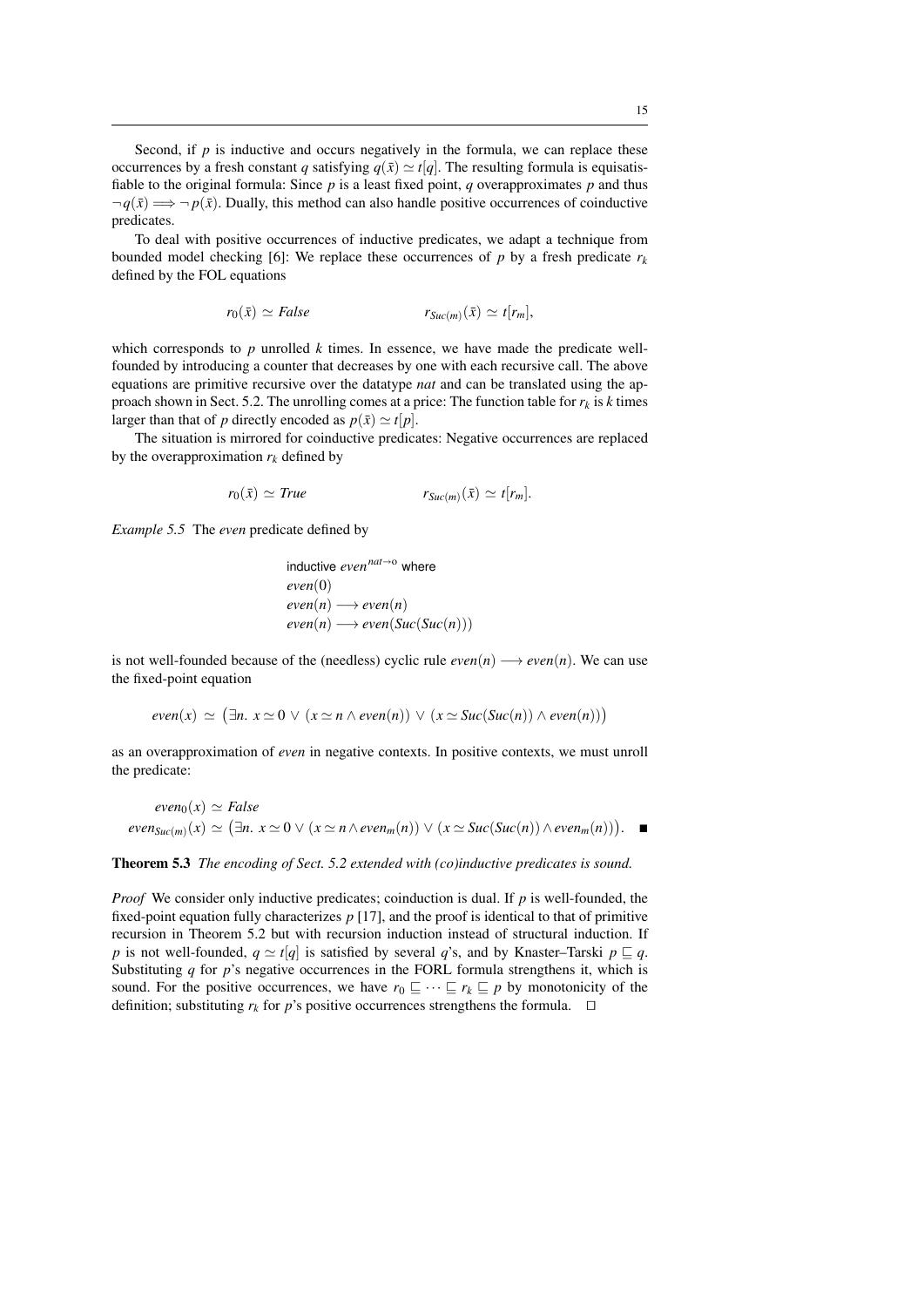Second, if $p$ is inductive and occurs negatively in the formula, we can replace these occurrences by a fresh constant $q$ satisfying $q(\bar{x}) \simeq t[q]$. The resulting formula is equisatisfiable to the original formula: Since $p$ is a least fixed point, $q$ overapproximates $p$ and thus $\neg q(\bar{x}) \Longrightarrow \neg p(\bar{x})$. Dually, this method can also handle positive occurrences of coinductive predicates.

To deal with positive occurrences of inductive predicates, we adapt a technique from bounded model checking [6]: We replace these occurrences of $p$ by a fresh predicate $r_k$ defined by the FOL equations

$$r_0(\bar{x}) \simeq \mathit{False} \qquad\qquad r_{\mathit{Suc}(m)}(\bar{x}) \simeq t[r_m],$$

which corresponds to $p$ unrolled $k$ times. In essence, we have made the predicate well-founded by introducing a counter that decreases by one with each recursive call. The above equations are primitive recursive over the datatype *nat* and can be translated using the approach shown in Sect. 5.2. The unrolling comes at a price: The function table for $r_k$ is $k$ times larger than that of $p$ directly encoded as $p(\bar{x}) \simeq t[p]$.

The situation is mirrored for coinductive predicates: Negative occurrences are replaced by the overapproximation $r_k$ defined by

$$r_0(\bar{x}) \simeq \mathit{True} \qquad\qquad r_{\mathit{Suc}(m)}(\bar{x}) \simeq t[r_m].$$

*Example 5.5* The *even* predicate defined by

inductive $\mathit{even}^{\mathit{nat} \to o}$ where
$\mathit{even}(0)$
$\mathit{even}(n) \longrightarrow \mathit{even}(n)$
$\mathit{even}(n) \longrightarrow \mathit{even}(\mathit{Suc}(\mathit{Suc}(n)))$

is not well-founded because of the (needless) cyclic rule $\mathit{even}(n) \longrightarrow \mathit{even}(n)$. We can use the fixed-point equation

$$\mathit{even}(x) \simeq \big(\exists n.\ x \simeq 0 \lor (x \simeq n \land \mathit{even}(n)) \lor (x \simeq \mathit{Suc}(\mathit{Suc}(n)) \land \mathit{even}(n))\big)$$

as an overapproximation of *even* in negative contexts. In positive contexts, we must unroll the predicate:

$$\begin{aligned} \mathit{even}_0(x) &\simeq \mathit{False} \\ \mathit{even}_{\mathit{Suc}(m)}(x) &\simeq \big(\exists n.\ x \simeq 0 \lor (x \simeq n \land \mathit{even}_m(n)) \lor (x \simeq \mathit{Suc}(\mathit{Suc}(n)) \land \mathit{even}_m(n))\big). \quad \blacksquare \end{aligned}$$

**Theorem 5.3** *The encoding of Sect. 5.2 extended with (co)inductive predicates is sound.*

*Proof* We consider only inductive predicates; coinduction is dual. If $p$ is well-founded, the fixed-point equation fully characterizes $p$ [17], and the proof is identical to that of primitive recursion in Theorem 5.2 but with recursion induction instead of structural induction. If $p$ is not well-founded, $q \simeq t[q]$ is satisfied by several $q$'s, and by Knaster–Tarski $p \sqsubseteq q$. Substituting $q$ for $p$'s negative occurrences in the FORL formula strengthens it, which is sound. For the positive occurrences, we have $r_0 \sqsubseteq \cdots \sqsubseteq r_k \sqsubseteq p$ by monotonicity of the definition; substituting $r_k$ for $p$'s positive occurrences strengthens the formula. $\square$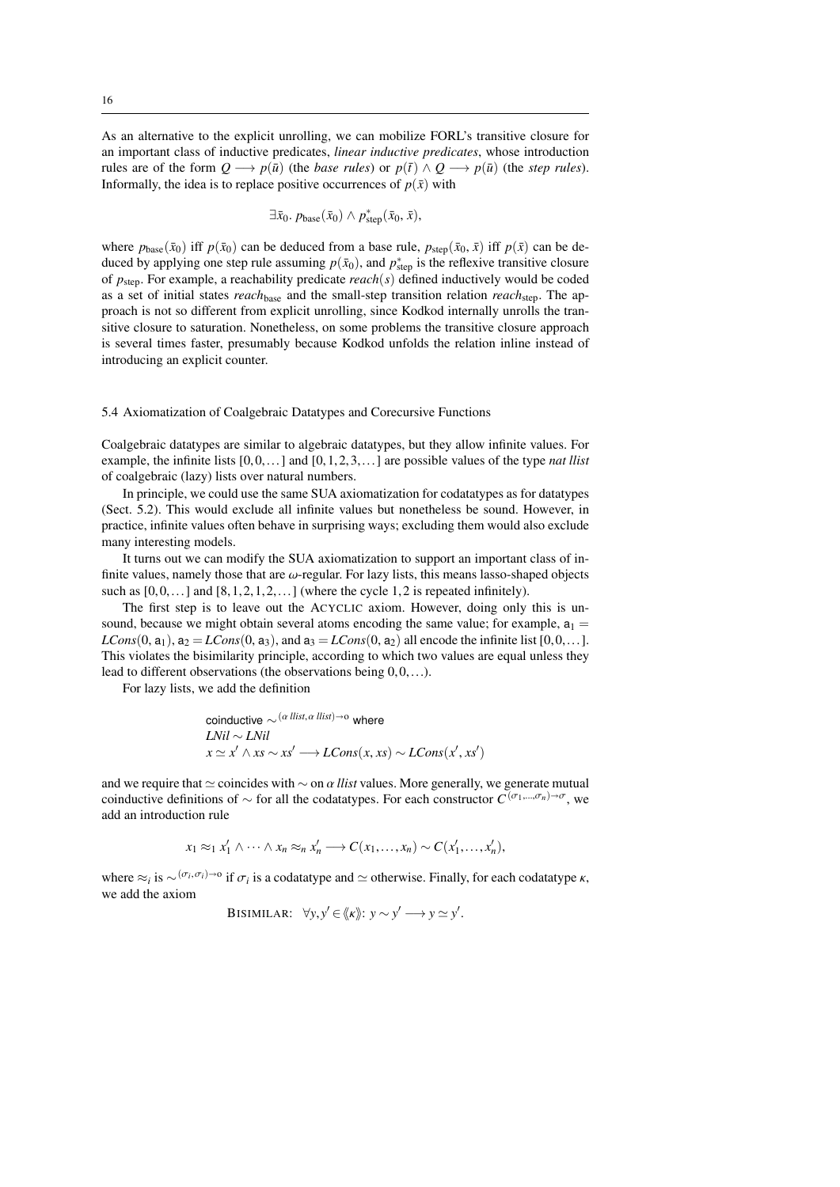As an alternative to the explicit unrolling, we can mobilize FORL's transitive closure for an important class of inductive predicates, *linear inductive predicates*, whose introduction rules are of the form $Q \longrightarrow p(\bar{u})$ (the *base rules*) or $p(\bar{t}) \wedge Q \longrightarrow p(\bar{u})$ (the *step rules*). Informally, the idea is to replace positive occurrences of $p(\bar{x})$ with

$$\exists \bar{x}_0.\ p_{\text{base}}(\bar{x}_0) \wedge p^*_{\text{step}}(\bar{x}_0, \bar{x}),$$

where $p_{\text{base}}(\bar{x}_0)$ iff $p(\bar{x}_0)$ can be deduced from a base rule, $p_{\text{step}}(\bar{x}_0, \bar{x})$ iff $p(\bar{x})$ can be deduced by applying one step rule assuming $p(\bar{x}_0)$, and $p^*_{\text{step}}$ is the reflexive transitive closure of $p_{\text{step}}$. For example, a reachability predicate $\mathit{reach}(s)$ defined inductively would be coded as a set of initial states $\mathit{reach}_{\text{base}}$ and the small-step transition relation $\mathit{reach}_{\text{step}}$. The approach is not so different from explicit unrolling, since Kodkod internally unrolls the transitive closure to saturation. Nonetheless, on some problems the transitive closure approach is several times faster, presumably because Kodkod unfolds the relation inline instead of introducing an explicit counter.

### 5.4 Axiomatization of Coalgebraic Datatypes and Corecursive Functions

Coalgebraic datatypes are similar to algebraic datatypes, but they allow infinite values. For example, the infinite lists $[0, 0, \dots]$ and $[0, 1, 2, 3, \dots]$ are possible values of the type *nat llist* of coalgebraic (lazy) lists over natural numbers.

In principle, we could use the same SUA axiomatization for codatatypes as for datatypes (Sect. 5.2). This would exclude all infinite values but nonetheless be sound. However, in practice, infinite values often behave in surprising ways; excluding them would also exclude many interesting models.

It turns out we can modify the SUA axiomatization to support an important class of infinite values, namely those that are $\omega$-regular. For lazy lists, this means lasso-shaped objects such as $[0, 0, \dots]$ and $[8, 1, 2, 1, 2, \dots]$ (where the cycle $1, 2$ is repeated infinitely).

The first step is to leave out the ACYCLIC axiom. However, doing only this is unsound, because we might obtain several atoms encoding the same value; for example, $\mathsf{a}_1 = \mathit{LCons}(0, \mathsf{a}_1)$, $\mathsf{a}_2 = \mathit{LCons}(0, \mathsf{a}_3)$, and $\mathsf{a}_3 = \mathit{LCons}(0, \mathsf{a}_2)$ all encode the infinite list $[0, 0, \dots]$. This violates the bisimilarity principle, according to which two values are equal unless they lead to different observations (the observations being $0, 0, \dots$).

For lazy lists, we add the definition

$$\begin{aligned}
&\text{coinductive } {\sim}^{(\alpha\ \mathit{llist},\, \alpha\ \mathit{llist}) \to \mathrm{o}} \text{ where} \\
&\mathit{LNil} \sim \mathit{LNil} \\
&x \simeq x' \wedge xs \sim xs' \longrightarrow \mathit{LCons}(x, xs) \sim \mathit{LCons}(x', xs')
\end{aligned}$$

and we require that $\simeq$ coincides with $\sim$ on $\alpha$ *llist* values. More generally, we generate mutual coinductive definitions of $\sim$ for all the codatatypes. For each constructor $C^{(\sigma_1, \dots, \sigma_n) \to \sigma}$, we add an introduction rule

$$x_1 \approx_1 x'_1 \wedge \dots \wedge x_n \approx_n x'_n \longrightarrow C(x_1, \dots, x_n) \sim C(x'_1, \dots, x'_n),$$

where $\approx_i$ is ${\sim}^{(\sigma_i, \sigma_i) \to \mathrm{o}}$ if $\sigma_i$ is a codatatype and $\simeq$ otherwise. Finally, for each codatatype $\kappa$, we add the axiom

$$\text{BISIMILAR:}\quad \forall y, y' \in \langle\!\langle \kappa \rangle\!\rangle\colon\ y \sim y' \longrightarrow y \simeq y'.$$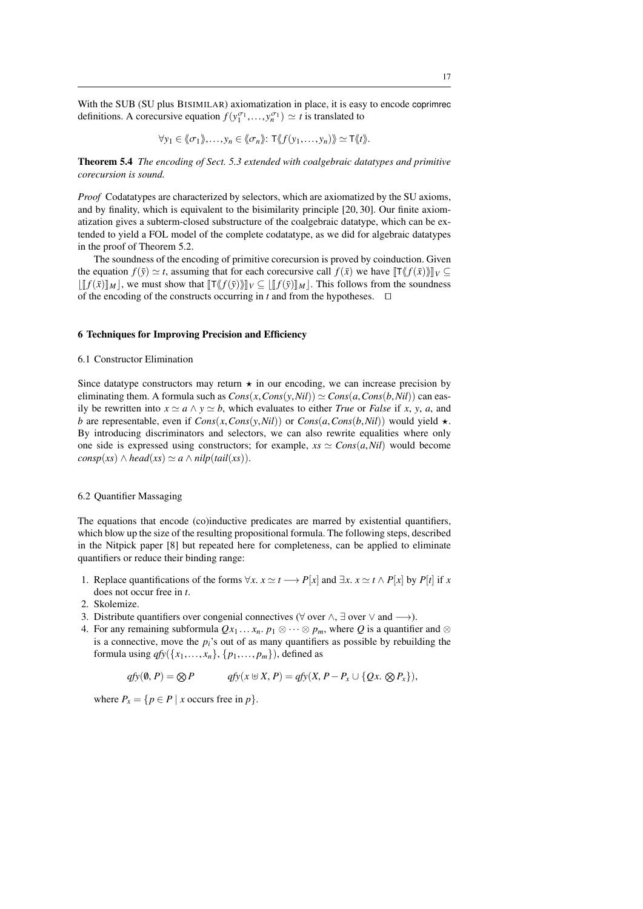With the SUB (SU plus BISIMILAR) axiomatization in place, it is easy to encode coprimrec definitions. A corecursive equation $f(y_1^{\sigma_1}, \ldots, y_n^{\sigma_1}) \simeq t$ is translated to

$$\forall y_1 \in \langle\!\langle \sigma_1 \rangle\!\rangle, \ldots, y_n \in \langle\!\langle \sigma_n \rangle\!\rangle\colon \mathsf{T}\langle\!\langle f(y_1, \ldots, y_n) \rangle\!\rangle \simeq \mathsf{T}\langle\!\langle t \rangle\!\rangle.$$

**Theorem 5.4** *The encoding of Sect. 5.3 extended with coalgebraic datatypes and primitive corecursion is sound.*

*Proof* Codatatypes are characterized by selectors, which are axiomatized by the SU axioms, and by finality, which is equivalent to the bisimilarity principle [20, 30]. Our finite axiomatization gives a subterm-closed substructure of the coalgebraic datatype, which can be extended to yield a FOL model of the complete codatatype, as we did for algebraic datatypes in the proof of Theorem 5.2.

The soundness of the encoding of primitive corecursion is proved by coinduction. Given the equation $f(\bar{y}) \simeq t$, assuming that for each corecursive call $f(\bar{x})$ we have $[\![\mathsf{T}\langle\!\langle f(\bar{x}) \rangle\!\rangle]\!]_V \subseteq \lfloor [\![f(\bar{x})]\!]_M \rfloor$, we must show that $[\![\mathsf{T}\langle\!\langle f(\bar{y}) \rangle\!\rangle]\!]_V \subseteq \lfloor [\![f(\bar{y})]\!]_M \rfloor$. This follows from the soundness of the encoding of the constructs occurring in $t$ and from the hypotheses. □

## 6 Techniques for Improving Precision and Efficiency

### 6.1 Constructor Elimination

Since datatype constructors may return $\star$ in our encoding, we can increase precision by eliminating them. A formula such as $\mathit{Cons}(x, \mathit{Cons}(y, \mathit{Nil})) \simeq \mathit{Cons}(a, \mathit{Cons}(b, \mathit{Nil}))$ can easily be rewritten into $x \simeq a \wedge y \simeq b$, which evaluates to either *True* or *False* if $x$, $y$, $a$, and $b$ are representable, even if $\mathit{Cons}(x, \mathit{Cons}(y, \mathit{Nil}))$ or $\mathit{Cons}(a, \mathit{Cons}(b, \mathit{Nil}))$ would yield $\star$. By introducing discriminators and selectors, we can also rewrite equalities where only one side is expressed using constructors; for example, $xs \simeq \mathit{Cons}(a, \mathit{Nil})$ would become $\mathit{consp}(xs) \wedge \mathit{head}(xs) \simeq a \wedge \mathit{nilp}(\mathit{tail}(xs))$.

### 6.2 Quantifier Massaging

The equations that encode (co)inductive predicates are marred by existential quantifiers, which blow up the size of the resulting propositional formula. The following steps, described in the Nitpick paper [8] but repeated here for completeness, can be applied to eliminate quantifiers or reduce their binding range:

1. Replace quantifications of the forms $\forall x.\ x \simeq t \longrightarrow P[x]$ and $\exists x.\ x \simeq t \wedge P[x]$ by $P[t]$ if $x$ does not occur free in $t$.
2. Skolemize.
3. Distribute quantifiers over congenial connectives ($\forall$ over $\wedge$, $\exists$ over $\vee$ and $\longrightarrow$).
4. For any remaining subformula $Qx_1 \ldots x_n.\ p_1 \otimes \cdots \otimes p_m$, where $Q$ is a quantifier and $\otimes$ is a connective, move the $p_i$'s out of as many quantifiers as possible by rebuilding the formula using $\mathit{qfy}(\{x_1, \ldots, x_n\}, \{p_1, \ldots, p_m\})$, defined as

$$\mathit{qfy}(\emptyset, P) = \bigotimes P \qquad\qquad \mathit{qfy}(x \uplus X, P) = \mathit{qfy}(X, P - P_x \cup \{Qx.\ \bigotimes P_x\}),$$

where $P_x = \{p \in P \mid x \text{ occurs free in } p\}$.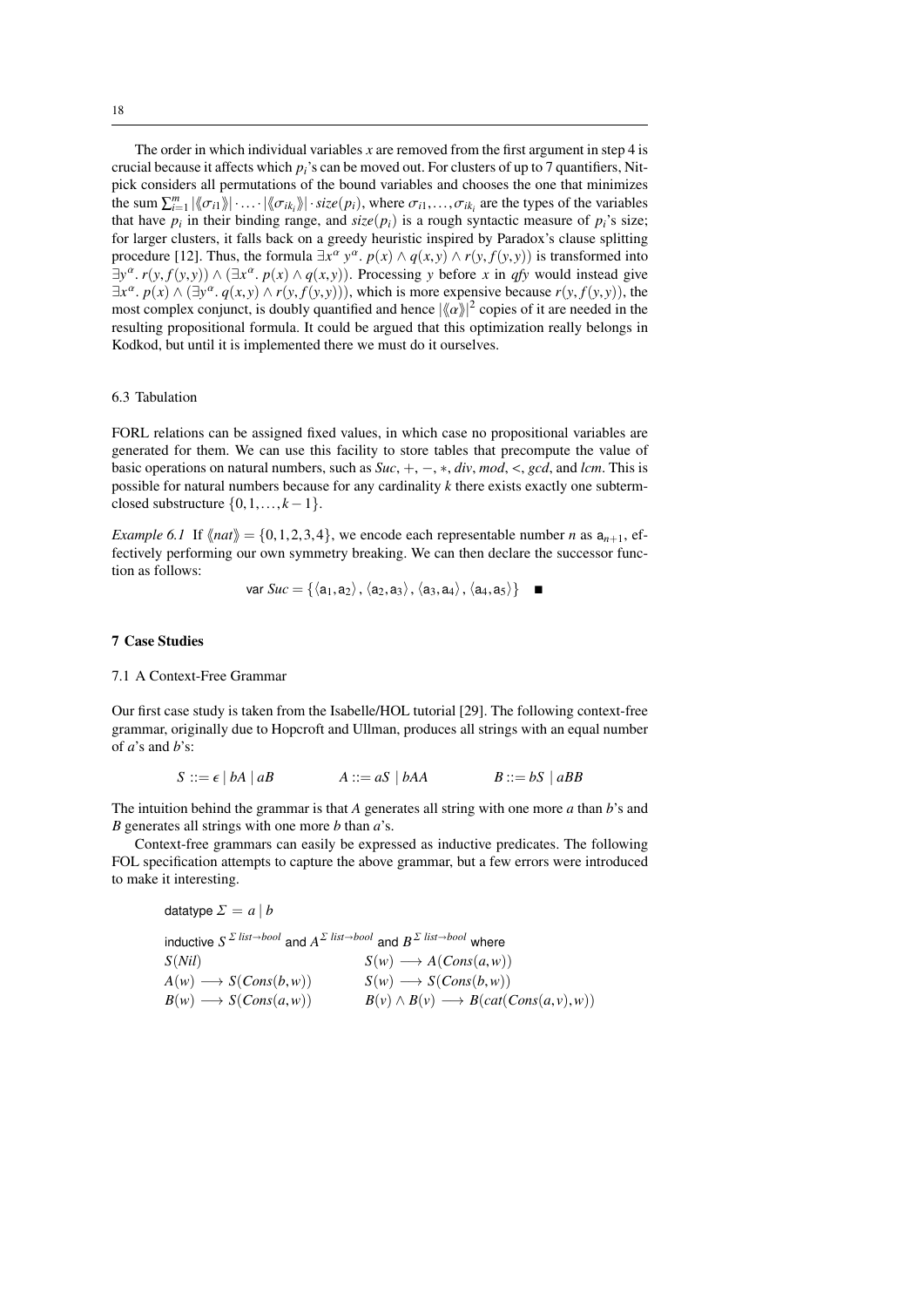The order in which individual variables $x$ are removed from the first argument in step 4 is crucial because it affects which $p_i$'s can be moved out. For clusters of up to 7 quantifiers, Nitpick considers all permutations of the bound variables and chooses the one that minimizes the sum $\sum_{i=1}^{m} |\langle\!\langle\sigma_{i1}\rangle\!\rangle| \cdot \ldots \cdot |\langle\!\langle\sigma_{ik_i}\rangle\!\rangle| \cdot \mathit{size}(p_i)$, where $\sigma_{i1}, \ldots, \sigma_{ik_i}$ are the types of the variables that have $p_i$ in their binding range, and $\mathit{size}(p_i)$ is a rough syntactic measure of $p_i$'s size; for larger clusters, it falls back on a greedy heuristic inspired by Paradox's clause splitting procedure [12]. Thus, the formula $\exists x^{\alpha}\ y^{\alpha}.\ p(x) \wedge q(x,y) \wedge r(y, f(y,y))$ is transformed into $\exists y^{\alpha}.\ r(y, f(y,y)) \wedge (\exists x^{\alpha}.\ p(x) \wedge q(x,y))$. Processing $y$ before $x$ in *qfy* would instead give $\exists x^{\alpha}.\ p(x) \wedge (\exists y^{\alpha}.\ q(x,y) \wedge r(y, f(y,y)))$, which is more expensive because $r(y, f(y,y))$, the most complex conjunct, is doubly quantified and hence $|\langle\!\langle\alpha\rangle\!\rangle|^2$ copies of it are needed in the resulting propositional formula. It could be argued that this optimization really belongs in Kodkod, but until it is implemented there we must do it ourselves.

### 6.3 Tabulation

FORL relations can be assigned fixed values, in which case no propositional variables are generated for them. We can use this facility to store tables that precompute the value of basic operations on natural numbers, such as *Suc*, $+$, $-$, $*$, *div*, *mod*, $<$, *gcd*, and *lcm*. This is possible for natural numbers because for any cardinality $k$ there exists exactly one subterm-closed substructure $\{0, 1, \ldots, k-1\}$.

*Example 6.1* If $\langle\!\langle \mathit{nat} \rangle\!\rangle = \{0,1,2,3,4\}$, we encode each representable number $n$ as $\mathsf{a}_{n+1}$, effectively performing our own symmetry breaking. We can then declare the successor function as follows:

$$\mathsf{var}\ \mathit{Suc} = \{\langle \mathsf{a}_1, \mathsf{a}_2\rangle, \langle \mathsf{a}_2, \mathsf{a}_3\rangle, \langle \mathsf{a}_3, \mathsf{a}_4\rangle, \langle \mathsf{a}_4, \mathsf{a}_5\rangle\} \quad \blacksquare$$

## 7 Case Studies

### 7.1 A Context-Free Grammar

Our first case study is taken from the Isabelle/HOL tutorial [29]. The following context-free grammar, originally due to Hopcroft and Ullman, produces all strings with an equal number of $a$'s and $b$'s:

$$S ::= \epsilon \mid bA \mid aB \qquad\qquad A ::= aS \mid bAA \qquad\qquad B ::= bS \mid aBB$$

The intuition behind the grammar is that $A$ generates all string with one more $a$ than $b$'s and $B$ generates all strings with one more $b$ than $a$'s.

Context-free grammars can easily be expressed as inductive predicates. The following FOL specification attempts to capture the above grammar, but a few errors were introduced to make it interesting.

$\mathsf{datatype}\ \Sigma = a \mid b$

$\mathsf{inductive}\ S^{\Sigma\ \mathit{list} \to \mathit{bool}}\ \mathsf{and}\ A^{\Sigma\ \mathit{list} \to \mathit{bool}}\ \mathsf{and}\ B^{\Sigma\ \mathit{list} \to \mathit{bool}}\ \mathsf{where}$

| | |
|---|---|
| $S(\mathit{Nil})$ | $S(w) \longrightarrow A(\mathit{Cons}(a,w))$ |
| $A(w) \longrightarrow S(\mathit{Cons}(b,w))$ | $S(w) \longrightarrow S(\mathit{Cons}(b,w))$ |
| $B(w) \longrightarrow S(\mathit{Cons}(a,w))$ | $B(v) \wedge B(v) \longrightarrow B(\mathit{cat}(\mathit{Cons}(a,v),w))$ |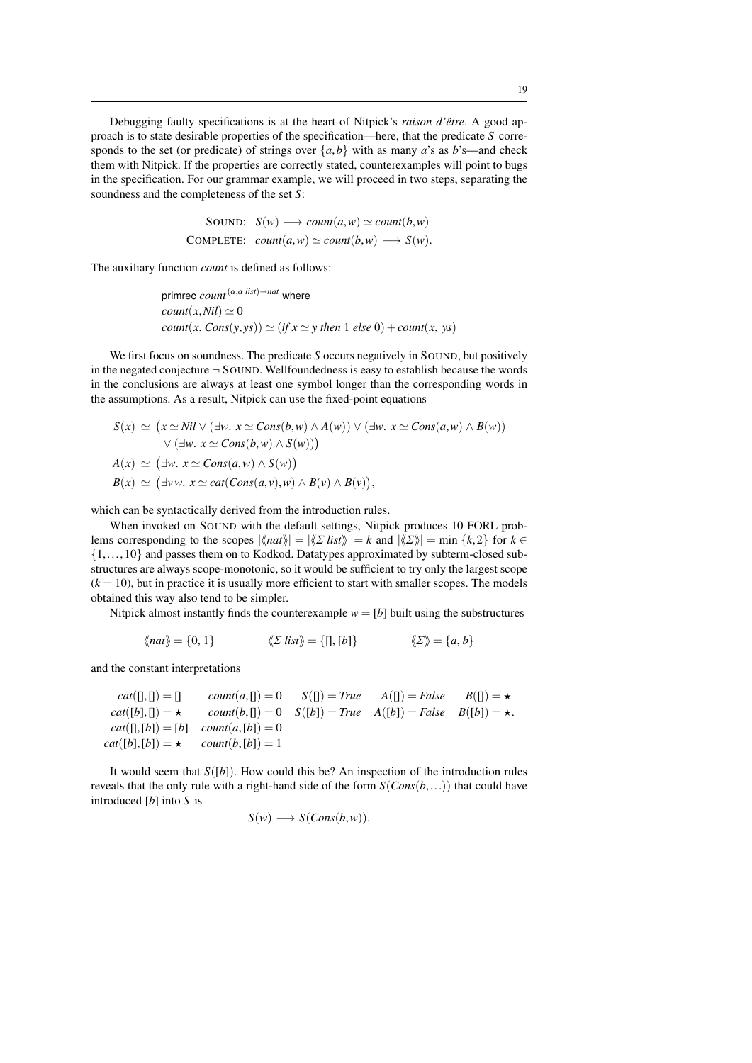Debugging faulty specifications is at the heart of Nitpick's *raison d'être*. A good approach is to state desirable properties of the specification—here, that the predicate $S$ corresponds to the set (or predicate) of strings over $\{a,b\}$ with as many $a$'s as $b$'s—and check them with Nitpick. If the properties are correctly stated, counterexamples will point to bugs in the specification. For our grammar example, we will proceed in two steps, separating the soundness and the completeness of the set $S$:

$$\begin{aligned} \text{SOUND:}\quad & S(w) \longrightarrow \mathit{count}(a,w) \simeq \mathit{count}(b,w) \\ \text{COMPLETE:}\quad & \mathit{count}(a,w) \simeq \mathit{count}(b,w) \longrightarrow S(w). \end{aligned}$$

The auxiliary function *count* is defined as follows:

$$\begin{aligned} & \textsf{primrec}\ \mathit{count}^{(\alpha,\alpha\ \mathit{list})\to \mathit{nat}}\ \textsf{where} \\ & \mathit{count}(x,\mathit{Nil}) \simeq 0 \\ & \mathit{count}(x,\mathit{Cons}(y,ys)) \simeq (\mathit{if}\ x \simeq y\ \mathit{then}\ 1\ \mathit{else}\ 0) + \mathit{count}(x,\ ys) \end{aligned}$$

We first focus on soundness. The predicate $S$ occurs negatively in SOUND, but positively in the negated conjecture $\neg$ SOUND. Wellfoundedness is easy to establish because the words in the conclusions are always at least one symbol longer than the corresponding words in the assumptions. As a result, Nitpick can use the fixed-point equations

$$\begin{aligned} S(x) \;\simeq\; & \big(x \simeq \mathit{Nil} \lor (\exists w.\ x \simeq \mathit{Cons}(b,w) \land A(w)) \lor (\exists w.\ x \simeq \mathit{Cons}(a,w) \land B(w)) \\ & \lor (\exists w.\ x \simeq \mathit{Cons}(b,w) \land S(w))\big) \\ A(x) \;\simeq\; & \big(\exists w.\ x \simeq \mathit{Cons}(a,w) \land S(w)\big) \\ B(x) \;\simeq\; & \big(\exists v\, w.\ x \simeq \mathit{cat}(\mathit{Cons}(a,v),w) \land B(v) \land B(v)\big), \end{aligned}$$

which can be syntactically derived from the introduction rules.

When invoked on SOUND with the default settings, Nitpick produces 10 FORL problems corresponding to the scopes $|\langle\!\langle \mathit{nat} \rangle\!\rangle| = |\langle\!\langle \Sigma\ \mathit{list} \rangle\!\rangle| = k$ and $|\langle\!\langle \Sigma \rangle\!\rangle| = \min\ \{k,2\}$ for $k \in \{1,\ldots,10\}$ and passes them on to Kodkod. Datatypes approximated by subterm-closed substructures are always scope-monotonic, so it would be sufficient to try only the largest scope ($k = 10$), but in practice it is usually more efficient to start with smaller scopes. The models obtained this way also tend to be simpler.

Nitpick almost instantly finds the counterexample $w = [b]$ built using the substructures

$$\langle\!\langle \mathit{nat} \rangle\!\rangle = \{0, 1\} \qquad\qquad \langle\!\langle \Sigma\ \mathit{list} \rangle\!\rangle = \{[], [b]\} \qquad\qquad \langle\!\langle \Sigma \rangle\!\rangle = \{a, b\}$$

and the constant interpretations

$$\begin{array}{lllll} \mathit{cat}([],[]) = [] & \mathit{count}(a,[]) = 0 & S([]) = \mathit{True} & A([]) = \mathit{False} & B([]) = \star \\ \mathit{cat}([b],[]) = \star & \mathit{count}(b,[]) = 0 & S([b]) = \mathit{True} & A([b]) = \mathit{False} & B([b]) = \star. \\ \mathit{cat}([],[b]) = [b] & \mathit{count}(a,[b]) = 0 & & & \\ \mathit{cat}([b],[b]) = \star & \mathit{count}(b,[b]) = 1 & & & \end{array}$$

It would seem that $S([b])$. How could this be? An inspection of the introduction rules reveals that the only rule with a right-hand side of the form $S(\mathit{Cons}(b,\ldots))$ that could have introduced $[b]$ into $S$ is

$$S(w) \longrightarrow S(\mathit{Cons}(b,w)).$$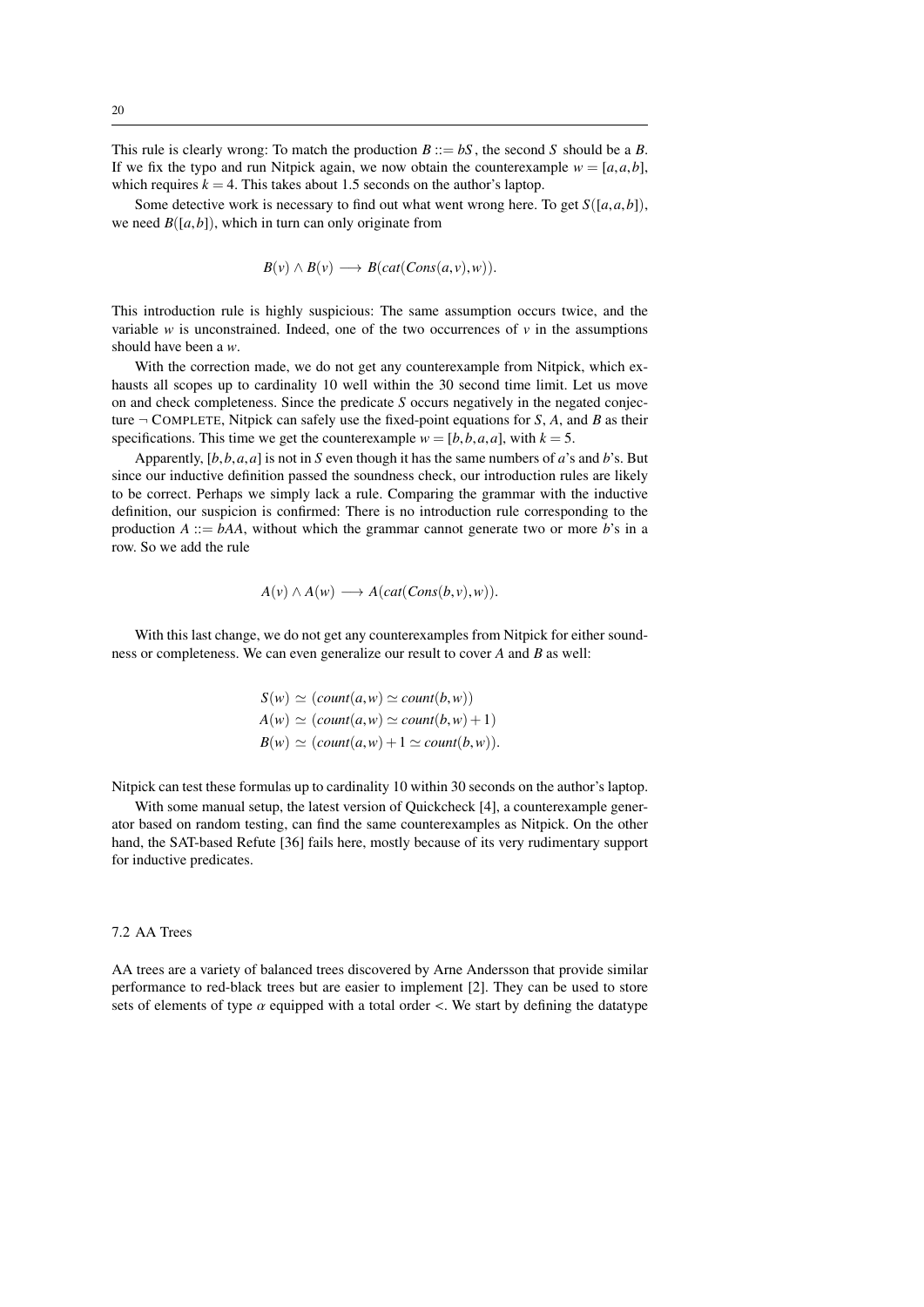This rule is clearly wrong: To match the production $B ::= bS$, the second $S$ should be a $B$. If we fix the typo and run Nitpick again, we now obtain the counterexample $w = [a, a, b]$, which requires $k = 4$. This takes about 1.5 seconds on the author's laptop.

Some detective work is necessary to find out what went wrong here. To get $S([a, a, b])$, we need $B([a, b])$, which in turn can only originate from

$$B(v) \wedge B(v) \longrightarrow B(cat(Cons(a, v), w)).$$

This introduction rule is highly suspicious: The same assumption occurs twice, and the variable $w$ is unconstrained. Indeed, one of the two occurrences of $v$ in the assumptions should have been a $w$.

With the correction made, we do not get any counterexample from Nitpick, which exhausts all scopes up to cardinality 10 well within the 30 second time limit. Let us move on and check completeness. Since the predicate $S$ occurs negatively in the negated conjecture $\neg$ COMPLETE, Nitpick can safely use the fixed-point equations for $S$, $A$, and $B$ as their specifications. This time we get the counterexample $w = [b, b, a, a]$, with $k = 5$.

Apparently, $[b, b, a, a]$ is not in $S$ even though it has the same numbers of $a$'s and $b$'s. But since our inductive definition passed the soundness check, our introduction rules are likely to be correct. Perhaps we simply lack a rule. Comparing the grammar with the inductive definition, our suspicion is confirmed: There is no introduction rule corresponding to the production $A ::= bAA$, without which the grammar cannot generate two or more $b$'s in a row. So we add the rule

$$A(v) \wedge A(w) \longrightarrow A(cat(Cons(b, v), w)).$$

With this last change, we do not get any counterexamples from Nitpick for either soundness or completeness. We can even generalize our result to cover $A$ and $B$ as well:

$$\begin{aligned}
S(w) &\simeq (count(a, w) \simeq count(b, w)) \\
A(w) &\simeq (count(a, w) \simeq count(b, w) + 1) \\
B(w) &\simeq (count(a, w) + 1 \simeq count(b, w)).
\end{aligned}$$

Nitpick can test these formulas up to cardinality 10 within 30 seconds on the author's laptop.

With some manual setup, the latest version of Quickcheck [4], a counterexample generator based on random testing, can find the same counterexamples as Nitpick. On the other hand, the SAT-based Refute [36] fails here, mostly because of its very rudimentary support for inductive predicates.

### 7.2 AA Trees

AA trees are a variety of balanced trees discovered by Arne Andersson that provide similar performance to red-black trees but are easier to implement [2]. They can be used to store sets of elements of type $\alpha$ equipped with a total order $<$. We start by defining the datatype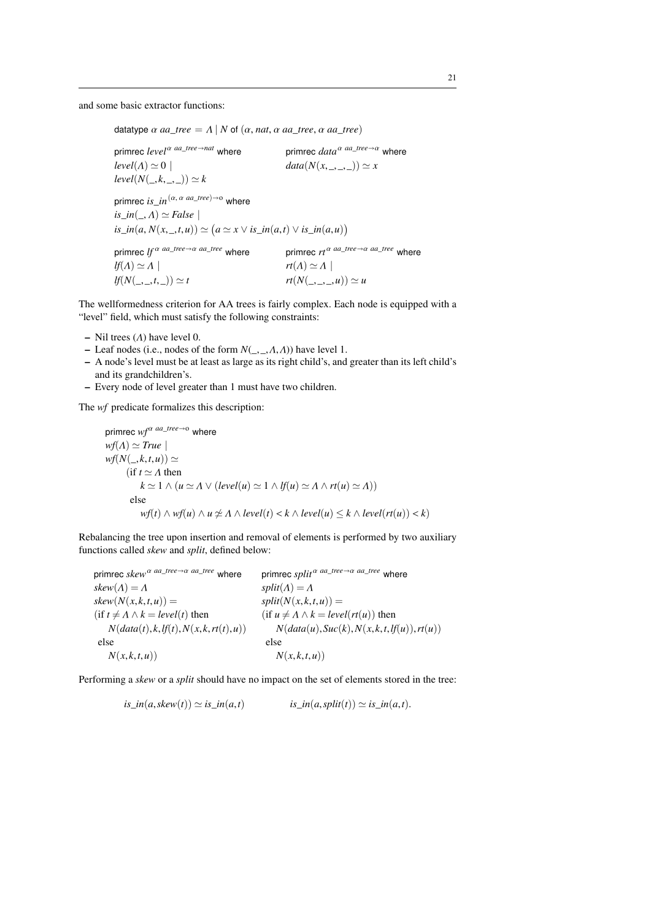and some basic extractor functions:

$$\text{datatype } \alpha\ aa\_tree = \Lambda \mid N \text{ of } (\alpha, nat, \alpha\ aa\_tree, \alpha\ aa\_tree)$$

$$\begin{array}{ll}
\text{primrec } level^{\alpha\ aa\_tree \to nat} \text{ where} & \text{primrec } data^{\alpha\ aa\_tree \to \alpha} \text{ where} \\
level(\Lambda) \simeq 0 \mid & data(N(x,\_,\_,\_)) \simeq x \\
level(N(\_,k,\_,\_)) \simeq k &
\end{array}$$

$$\begin{array}{l}
\text{primrec } is\_in^{(\alpha,\, \alpha\ aa\_tree) \to o} \text{ where} \\
is\_in(\_, \Lambda) \simeq False \mid \\
is\_in(a, N(x,\_,t,u)) \simeq \big(a \simeq x \vee is\_in(a,t) \vee is\_in(a,u)\big)
\end{array}$$

$$\begin{array}{ll}
\text{primrec } lf^{\alpha\ aa\_tree \to \alpha\ aa\_tree} \text{ where} & \text{primrec } rt^{\alpha\ aa\_tree \to \alpha\ aa\_tree} \text{ where} \\
lf(\Lambda) \simeq \Lambda \mid & rt(\Lambda) \simeq \Lambda \mid \\
lf(N(\_,\_,t,\_)) \simeq t & rt(N(\_,\_,\_,u)) \simeq u
\end{array}$$

The wellformedness criterion for AA trees is fairly complex. Each node is equipped with a "level" field, which must satisfy the following constraints:

- Nil trees ($\Lambda$) have level 0.
- Leaf nodes (i.e., nodes of the form $N(\_,\_,\Lambda,\Lambda)$) have level 1.
- A node's level must be at least as large as its right child's, and greater than its left child's and its grandchildren's.
- Every node of level greater than 1 must have two children.

The *wf* predicate formalizes this description:

$$\begin{array}{l}
\text{primrec } wf^{\alpha\ aa\_tree \to o} \text{ where} \\
wf(\Lambda) \simeq True \mid \\
wf(N(\_,k,t,u)) \simeq \\
\quad (\text{if } t \simeq \Lambda \text{ then} \\
\quad\quad k \simeq 1 \wedge (u \simeq \Lambda \vee (level(u) \simeq 1 \wedge lf(u) \simeq \Lambda \wedge rt(u) \simeq \Lambda)) \\
\quad\ \text{else} \\
\quad\quad wf(t) \wedge wf(u) \wedge u \not\simeq \Lambda \wedge level(t) < k \wedge level(u) \leq k \wedge level(rt(u)) < k)
\end{array}$$

Rebalancing the tree upon insertion and removal of elements is performed by two auxiliary functions called *skew* and *split*, defined below:

$$\begin{array}{ll}
\text{primrec } skew^{\alpha\ aa\_tree \to \alpha\ aa\_tree} \text{ where} & \text{primrec } split^{\alpha\ aa\_tree \to \alpha\ aa\_tree} \text{ where} \\
skew(\Lambda) = \Lambda & split(\Lambda) = \Lambda \\
skew(N(x,k,t,u)) = & split(N(x,k,t,u)) = \\
(\text{if } t \neq \Lambda \wedge k = level(t) \text{ then} & (\text{if } u \neq \Lambda \wedge k = level(rt(u)) \text{ then} \\
\quad N(data(t), k, lf(t), N(x,k,rt(t),u)) & \quad N(data(u), Suc(k), N(x,k,t,lf(u)), rt(u)) \\
\ \text{else} & \ \text{else} \\
\quad N(x,k,t,u)) & \quad N(x,k,t,u))
\end{array}$$

Performing a *skew* or a *split* should have no impact on the set of elements stored in the tree:

$$is\_in(a, skew(t)) \simeq is\_in(a,t) \qquad\qquad is\_in(a, split(t)) \simeq is\_in(a,t).$$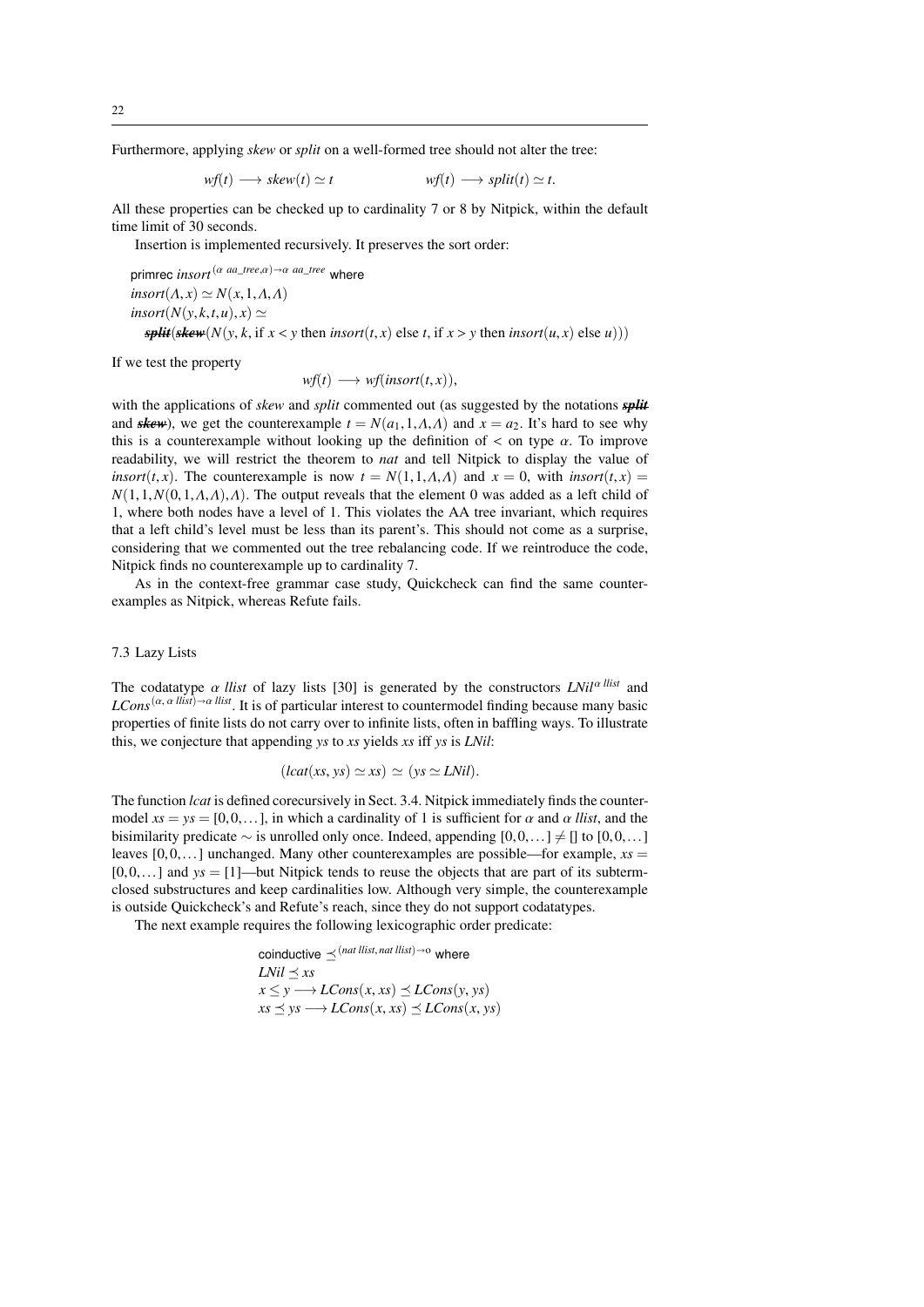Furthermore, applying *skew* or *split* on a well-formed tree should not alter the tree:

$$wf(t) \longrightarrow skew(t) \simeq t \qquad\qquad wf(t) \longrightarrow split(t) \simeq t.$$

All these properties can be checked up to cardinality 7 or 8 by Nitpick, within the default time limit of 30 seconds.

Insertion is implemented recursively. It preserves the sort order:

primrec $insort^{(\alpha\ aa\_tree,\alpha)\to\alpha\ aa\_tree}$ where
$insort(\Lambda, x) \simeq N(x, 1, \Lambda, \Lambda)$
$insort(N(y,k,t,u), x) \simeq$
$\quad \textit{\sout{split}}(\textit{\sout{skew}}(N(y, k, \text{if } x < y \text{ then } insort(t,x) \text{ else } t, \text{if } x > y \text{ then } insort(u,x) \text{ else } u)))$

If we test the property

$$wf(t) \longrightarrow wf(insort(t, x)),$$

with the applications of *skew* and *split* commented out (as suggested by the notations ~~*split*~~ and ~~*skew*~~), we get the counterexample $t = N(a_1, 1, \Lambda, \Lambda)$ and $x = a_2$. It's hard to see why this is a counterexample without looking up the definition of $<$ on type $\alpha$. To improve readability, we will restrict the theorem to *nat* and tell Nitpick to display the value of $insort(t,x)$. The counterexample is now $t = N(1, 1, \Lambda, \Lambda)$ and $x = 0$, with $insort(t,x) = N(1, 1, N(0, 1, \Lambda, \Lambda), \Lambda)$. The output reveals that the element 0 was added as a left child of 1, where both nodes have a level of 1. This violates the AA tree invariant, which requires that a left child's level must be less than its parent's. This should not come as a surprise, considering that we commented out the tree rebalancing code. If we reintroduce the code, Nitpick finds no counterexample up to cardinality 7.

As in the context-free grammar case study, Quickcheck can find the same counterexamples as Nitpick, whereas Refute fails.

### 7.3 Lazy Lists

The codatatype $\alpha$ *llist* of lazy lists [30] is generated by the constructors $LNil^{\alpha\ llist}$ and $LCons^{(\alpha,\ \alpha\ llist)\to\alpha\ llist}$. It is of particular interest to countermodel finding because many basic properties of finite lists do not carry over to infinite lists, often in baffling ways. To illustrate this, we conjecture that appending *ys* to *xs* yields *xs* iff *ys* is *LNil*:

$$(lcat(xs, ys) \simeq xs) \simeq (ys \simeq LNil).$$

The function *lcat* is defined corecursively in Sect. 3.4. Nitpick immediately finds the countermodel $xs = ys = [0, 0, \ldots]$, in which a cardinality of 1 is sufficient for $\alpha$ and $\alpha$ *llist*, and the bisimilarity predicate $\sim$ is unrolled only once. Indeed, appending $[0, 0, \ldots] \neq []$ to $[0, 0, \ldots]$ leaves $[0, 0, \ldots]$ unchanged. Many other counterexamples are possible—for example, $xs = [0, 0, \ldots]$ and $ys = [1]$—but Nitpick tends to reuse the objects that are part of its subterm-closed substructures and keep cardinalities low. Although very simple, the counterexample is outside Quickcheck's and Refute's reach, since they do not support codatatypes.

The next example requires the following lexicographic order predicate:

coinductive $\preceq^{(nat\ llist,\ nat\ llist)\to o}$ where
$LNil \preceq xs$
$x \leq y \longrightarrow LCons(x, xs) \preceq LCons(y, ys)$
$xs \preceq ys \longrightarrow LCons(x, xs) \preceq LCons(x, ys)$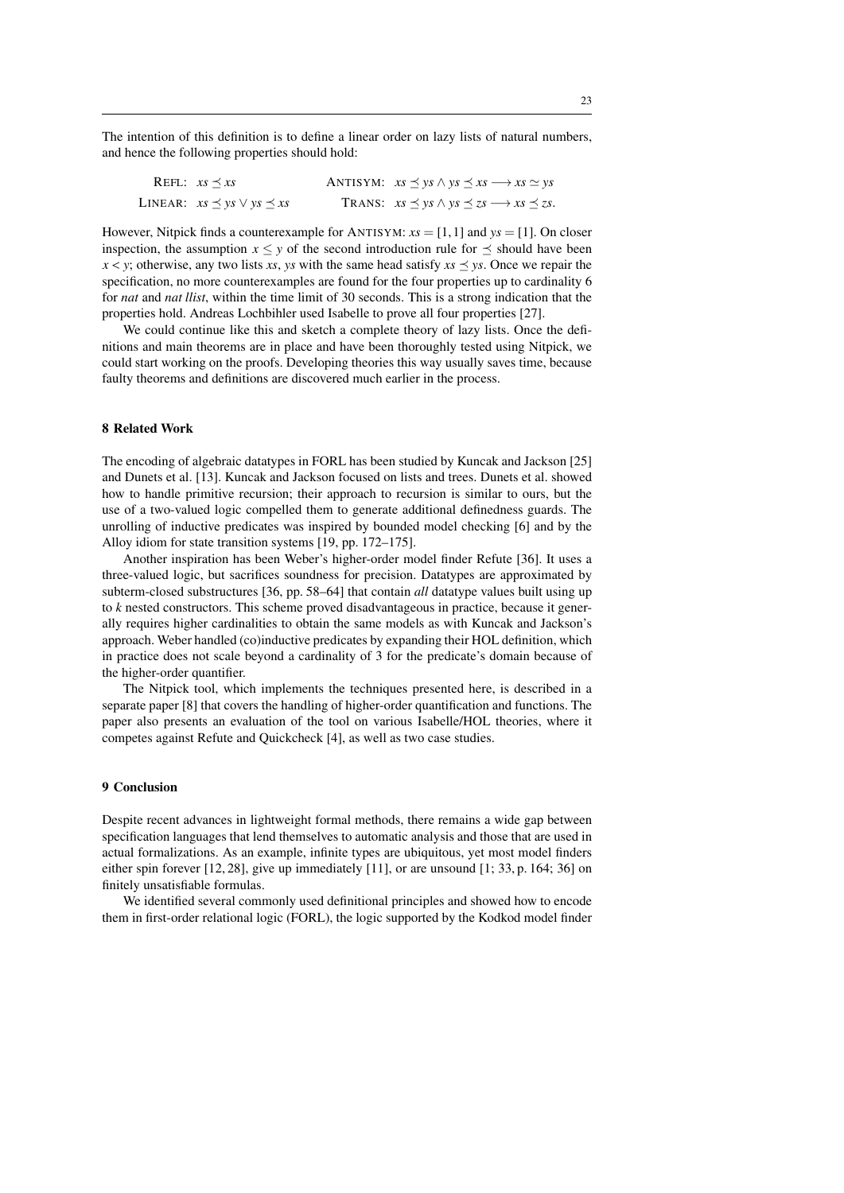The intention of this definition is to define a linear order on lazy lists of natural numbers, and hence the following properties should hold:

REFL: $xs \preceq xs$ ANTISYM: $xs \preceq ys \wedge ys \preceq xs \longrightarrow xs \simeq ys$

LINEAR: $xs \preceq ys \vee ys \preceq xs$ TRANS: $xs \preceq ys \wedge ys \preceq zs \longrightarrow xs \preceq zs$.

However, Nitpick finds a counterexample for ANTISYM: $xs = [1,1]$ and $ys = [1]$. On closer inspection, the assumption $x \leq y$ of the second introduction rule for $\preceq$ should have been $x < y$; otherwise, any two lists $xs$, $ys$ with the same head satisfy $xs \preceq ys$. Once we repair the specification, no more counterexamples are found for the four properties up to cardinality 6 for *nat* and *nat llist*, within the time limit of 30 seconds. This is a strong indication that the properties hold. Andreas Lochbihler used Isabelle to prove all four properties [27].

We could continue like this and sketch a complete theory of lazy lists. Once the definitions and main theorems are in place and have been thoroughly tested using Nitpick, we could start working on the proofs. Developing theories this way usually saves time, because faulty theorems and definitions are discovered much earlier in the process.

## 8 Related Work

The encoding of algebraic datatypes in FORL has been studied by Kuncak and Jackson [25] and Dunets et al. [13]. Kuncak and Jackson focused on lists and trees. Dunets et al. showed how to handle primitive recursion; their approach to recursion is similar to ours, but the use of a two-valued logic compelled them to generate additional definedness guards. The unrolling of inductive predicates was inspired by bounded model checking [6] and by the Alloy idiom for state transition systems [19, pp. 172–175].

Another inspiration has been Weber's higher-order model finder Refute [36]. It uses a three-valued logic, but sacrifices soundness for precision. Datatypes are approximated by subterm-closed substructures [36, pp. 58–64] that contain *all* datatype values built using up to $k$ nested constructors. This scheme proved disadvantageous in practice, because it generally requires higher cardinalities to obtain the same models as with Kuncak and Jackson's approach. Weber handled (co)inductive predicates by expanding their HOL definition, which in practice does not scale beyond a cardinality of 3 for the predicate's domain because of the higher-order quantifier.

The Nitpick tool, which implements the techniques presented here, is described in a separate paper [8] that covers the handling of higher-order quantification and functions. The paper also presents an evaluation of the tool on various Isabelle/HOL theories, where it competes against Refute and Quickcheck [4], as well as two case studies.

## 9 Conclusion

Despite recent advances in lightweight formal methods, there remains a wide gap between specification languages that lend themselves to automatic analysis and those that are used in actual formalizations. As an example, infinite types are ubiquitous, yet most model finders either spin forever [12, 28], give up immediately [11], or are unsound [1; 33, p. 164; 36] on finitely unsatisfiable formulas.

We identified several commonly used definitional principles and showed how to encode them in first-order relational logic (FORL), the logic supported by the Kodkod model finder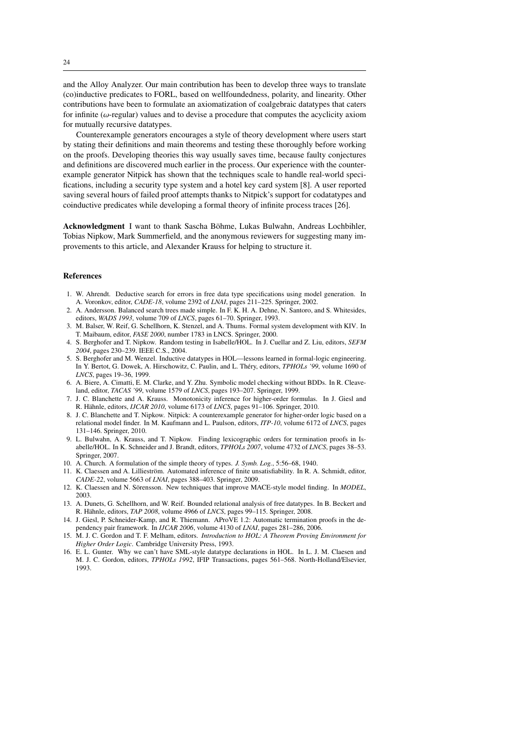and the Alloy Analyzer. Our main contribution has been to develop three ways to translate (co)inductive predicates to FORL, based on wellfoundedness, polarity, and linearity. Other contributions have been to formulate an axiomatization of coalgebraic datatypes that caters for infinite ($\omega$-regular) values and to devise a procedure that computes the acyclicity axiom for mutually recursive datatypes.

Counterexample generators encourages a style of theory development where users start by stating their definitions and main theorems and testing these thoroughly before working on the proofs. Developing theories this way usually saves time, because faulty conjectures and definitions are discovered much earlier in the process. Our experience with the counterexample generator Nitpick has shown that the techniques scale to handle real-world specifications, including a security type system and a hotel key card system [8]. A user reported saving several hours of failed proof attempts thanks to Nitpick's support for codatatypes and coinductive predicates while developing a formal theory of infinite process traces [26].

**Acknowledgment** I want to thank Sascha Böhme, Lukas Bulwahn, Andreas Lochbihler, Tobias Nipkow, Mark Summerfield, and the anonymous reviewers for suggesting many improvements to this article, and Alexander Krauss for helping to structure it.

## References

1. W. Ahrendt. Deductive search for errors in free data type specifications using model generation. In A. Voronkov, editor, *CADE-18*, volume 2392 of *LNAI*, pages 211–225. Springer, 2002.
2. A. Andersson. Balanced search trees made simple. In F. K. H. A. Dehne, N. Santoro, and S. Whitesides, editors, *WADS 1993*, volume 709 of *LNCS*, pages 61–70. Springer, 1993.
3. M. Balser, W. Reif, G. Schellhorn, K. Stenzel, and A. Thums. Formal system development with KIV. In T. Maibaum, editor, *FASE 2000*, number 1783 in LNCS. Springer, 2000.
4. S. Berghofer and T. Nipkow. Random testing in Isabelle/HOL. In J. Cuellar and Z. Liu, editors, *SEFM 2004*, pages 230–239. IEEE C.S., 2004.
5. S. Berghofer and M. Wenzel. Inductive datatypes in HOL—lessons learned in formal-logic engineering. In Y. Bertot, G. Dowek, A. Hirschowitz, C. Paulin, and L. Théry, editors, *TPHOLs '99*, volume 1690 of *LNCS*, pages 19–36, 1999.
6. A. Biere, A. Cimatti, E. M. Clarke, and Y. Zhu. Symbolic model checking without BDDs. In R. Cleaveland, editor, *TACAS '99*, volume 1579 of *LNCS*, pages 193–207. Springer, 1999.
7. J. C. Blanchette and A. Krauss. Monotonicity inference for higher-order formulas. In J. Giesl and R. Hähnle, editors, *IJCAR 2010*, volume 6173 of *LNCS*, pages 91–106. Springer, 2010.
8. J. C. Blanchette and T. Nipkow. Nitpick: A counterexample generator for higher-order logic based on a relational model finder. In M. Kaufmann and L. Paulson, editors, *ITP-10*, volume 6172 of *LNCS*, pages 131–146. Springer, 2010.
9. L. Bulwahn, A. Krauss, and T. Nipkow. Finding lexicographic orders for termination proofs in Isabelle/HOL. In K. Schneider and J. Brandt, editors, *TPHOLs 2007*, volume 4732 of *LNCS*, pages 38–53. Springer, 2007.
10. A. Church. A formulation of the simple theory of types. *J. Symb. Log.*, 5:56–68, 1940.
11. K. Claessen and A. Lillieström. Automated inference of finite unsatisfiability. In R. A. Schmidt, editor, *CADE-22*, volume 5663 of *LNAI*, pages 388–403. Springer, 2009.
12. K. Claessen and N. Sörensson. New techniques that improve MACE-style model finding. In *MODEL*, 2003.
13. A. Dunets, G. Schellhorn, and W. Reif. Bounded relational analysis of free datatypes. In B. Beckert and R. Hähnle, editors, *TAP 2008*, volume 4966 of *LNCS*, pages 99–115. Springer, 2008.
14. J. Giesl, P. Schneider-Kamp, and R. Thiemann. AProVE 1.2: Automatic termination proofs in the dependency pair framework. In *IJCAR 2006*, volume 4130 of *LNAI*, pages 281–286, 2006.
15. M. J. C. Gordon and T. F. Melham, editors. *Introduction to HOL: A Theorem Proving Environment for Higher Order Logic*. Cambridge University Press, 1993.
16. E. L. Gunter. Why we can't have SML-style datatype declarations in HOL. In L. J. M. Claesen and M. J. C. Gordon, editors, *TPHOLs 1992*, IFIP Transactions, pages 561–568. North-Holland/Elsevier, 1993.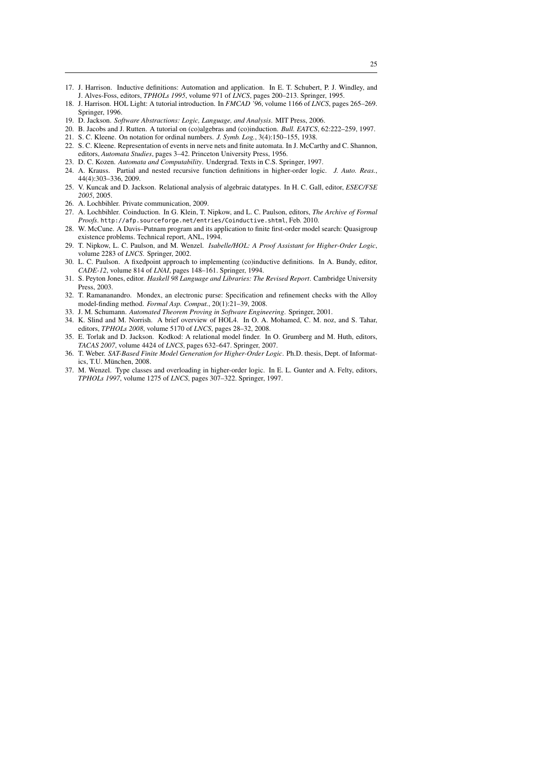17. J. Harrison. Inductive definitions: Automation and application. In E. T. Schubert, P. J. Windley, and J. Alves-Foss, editors, *TPHOLs 1995*, volume 971 of *LNCS*, pages 200–213. Springer, 1995.
18. J. Harrison. HOL Light: A tutorial introduction. In *FMCAD '96*, volume 1166 of *LNCS*, pages 265–269. Springer, 1996.
19. D. Jackson. *Software Abstractions: Logic, Language, and Analysis*. MIT Press, 2006.
20. B. Jacobs and J. Rutten. A tutorial on (co)algebras and (co)induction. *Bull. EATCS*, 62:222–259, 1997.
21. S. C. Kleene. On notation for ordinal numbers. *J. Symb. Log.*, 3(4):150–155, 1938.
22. S. C. Kleene. Representation of events in nerve nets and finite automata. In J. McCarthy and C. Shannon, editors, *Automata Studies*, pages 3–42. Princeton University Press, 1956.
23. D. C. Kozen. *Automata and Computability*. Undergrad. Texts in C.S. Springer, 1997.
24. A. Krauss. Partial and nested recursive function definitions in higher-order logic. *J. Auto. Reas.*, 44(4):303–336, 2009.
25. V. Kuncak and D. Jackson. Relational analysis of algebraic datatypes. In H. C. Gall, editor, *ESEC/FSE 2005*, 2005.
26. A. Lochbihler. Private communication, 2009.
27. A. Lochbihler. Coinduction. In G. Klein, T. Nipkow, and L. C. Paulson, editors, *The Archive of Formal Proofs*. `http://afp.sourceforge.net/entries/Coinductive.shtml`, Feb. 2010.
28. W. McCune. A Davis–Putnam program and its application to finite first-order model search: Quasigroup existence problems. Technical report, ANL, 1994.
29. T. Nipkow, L. C. Paulson, and M. Wenzel. *Isabelle/HOL: A Proof Assistant for Higher-Order Logic*, volume 2283 of *LNCS*. Springer, 2002.
30. L. C. Paulson. A fixedpoint approach to implementing (co)inductive definitions. In A. Bundy, editor, *CADE-12*, volume 814 of *LNAI*, pages 148–161. Springer, 1994.
31. S. Peyton Jones, editor. *Haskell 98 Language and Libraries: The Revised Report*. Cambridge University Press, 2003.
32. T. Ramananandro. Mondex, an electronic purse: Specification and refinement checks with the Alloy model-finding method. *Formal Asp. Comput.*, 20(1):21–39, 2008.
33. J. M. Schumann. *Automated Theorem Proving in Software Engineering*. Springer, 2001.
34. K. Slind and M. Norrish. A brief overview of HOL4. In O. A. Mohamed, C. M. noz, and S. Tahar, editors, *TPHOLs 2008*, volume 5170 of *LNCS*, pages 28–32, 2008.
35. E. Torlak and D. Jackson. Kodkod: A relational model finder. In O. Grumberg and M. Huth, editors, *TACAS 2007*, volume 4424 of *LNCS*, pages 632–647. Springer, 2007.
36. T. Weber. *SAT-Based Finite Model Generation for Higher-Order Logic*. Ph.D. thesis, Dept. of Informatics, T.U. München, 2008.
37. M. Wenzel. Type classes and overloading in higher-order logic. In E. L. Gunter and A. Felty, editors, *TPHOLs 1997*, volume 1275 of *LNCS*, pages 307–322. Springer, 1997.